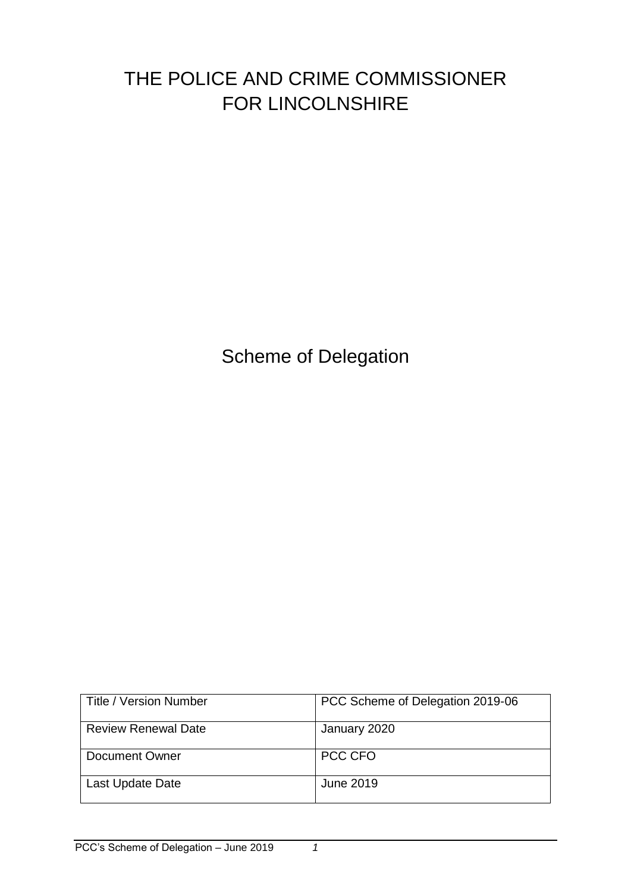# THE POLICE AND CRIME COMMISSIONER FOR LINCOLNSHIRE

## Scheme of Delegation

| Title / Version Number | PCC Scheme of Delegation 2019-06 |
|---|---|
| Review Renewal Date | January 2020 |
| Document Owner | PCC CFO |
| Last Update Date | June 2019 |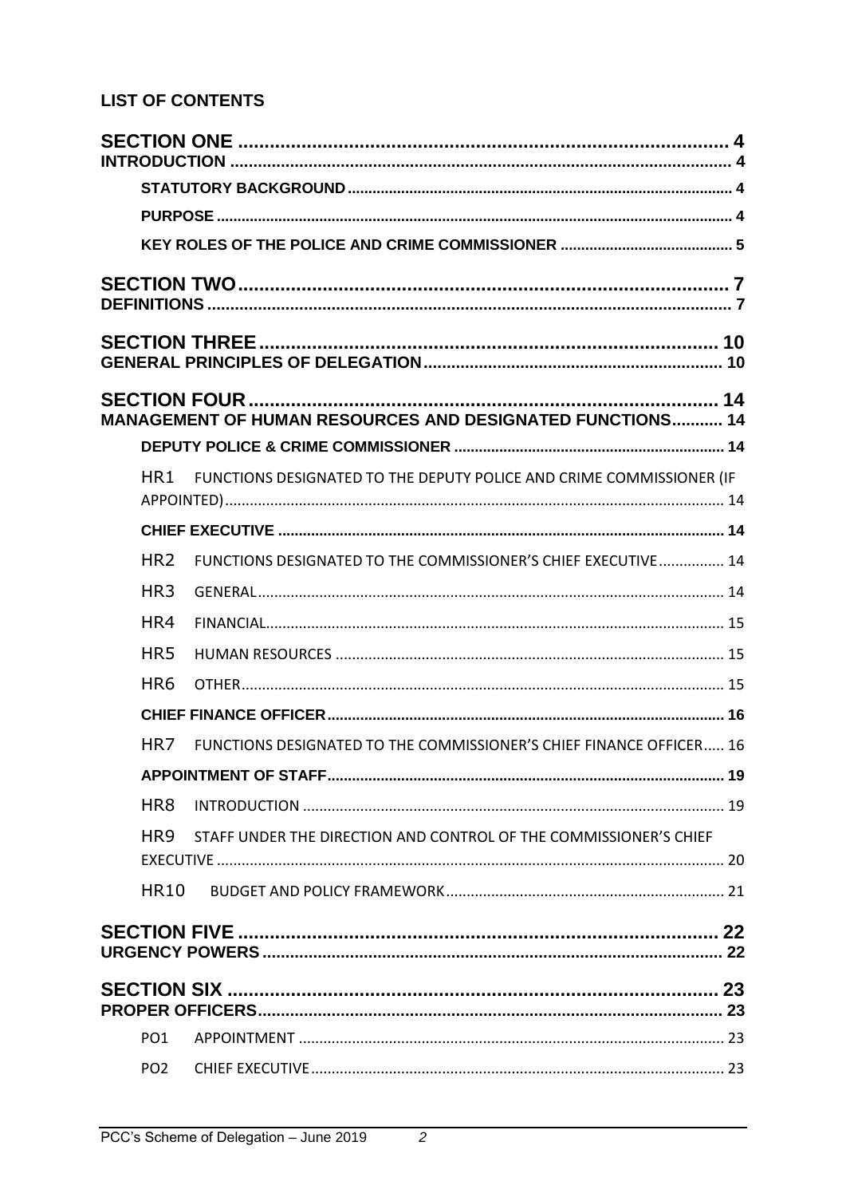**LIST OF CONTENTS**

| | |
|---|---|
| **SECTION ONE** | **4** |
| **INTRODUCTION** | **4** |
| **STATUTORY BACKGROUND** | **4** |
| **PURPOSE** | **4** |
| **KEY ROLES OF THE POLICE AND CRIME COMMISSIONER** | **5** |
| **SECTION TWO** | **7** |
| **DEFINITIONS** | **7** |
| **SECTION THREE** | **10** |
| **GENERAL PRINCIPLES OF DELEGATION** | **10** |
| **SECTION FOUR** | **14** |
| **MANAGEMENT OF HUMAN RESOURCES AND DESIGNATED FUNCTIONS** | **14** |
| **DEPUTY POLICE & CRIME COMMISSIONER** | **14** |
| HR1 FUNCTIONS DESIGNATED TO THE DEPUTY POLICE AND CRIME COMMISSIONER (IF APPOINTED) | 14 |
| **CHIEF EXECUTIVE** | **14** |
| HR2 FUNCTIONS DESIGNATED TO THE COMMISSIONER'S CHIEF EXECUTIVE | 14 |
| HR3 GENERAL | 14 |
| HR4 FINANCIAL | 15 |
| HR5 HUMAN RESOURCES | 15 |
| HR6 OTHER | 15 |
| **CHIEF FINANCE OFFICER** | **16** |
| HR7 FUNCTIONS DESIGNATED TO THE COMMISSIONER'S CHIEF FINANCE OFFICER | 16 |
| **APPOINTMENT OF STAFF** | **19** |
| HR8 INTRODUCTION | 19 |
| HR9 STAFF UNDER THE DIRECTION AND CONTROL OF THE COMMISSIONER'S CHIEF EXECUTIVE | 20 |
| HR10 BUDGET AND POLICY FRAMEWORK | 21 |
| **SECTION FIVE** | **22** |
| **URGENCY POWERS** | **22** |
| **SECTION SIX** | **23** |
| **PROPER OFFICERS** | **23** |
| PO1 APPOINTMENT | 23 |
| PO2 CHIEF EXECUTIVE | 23 |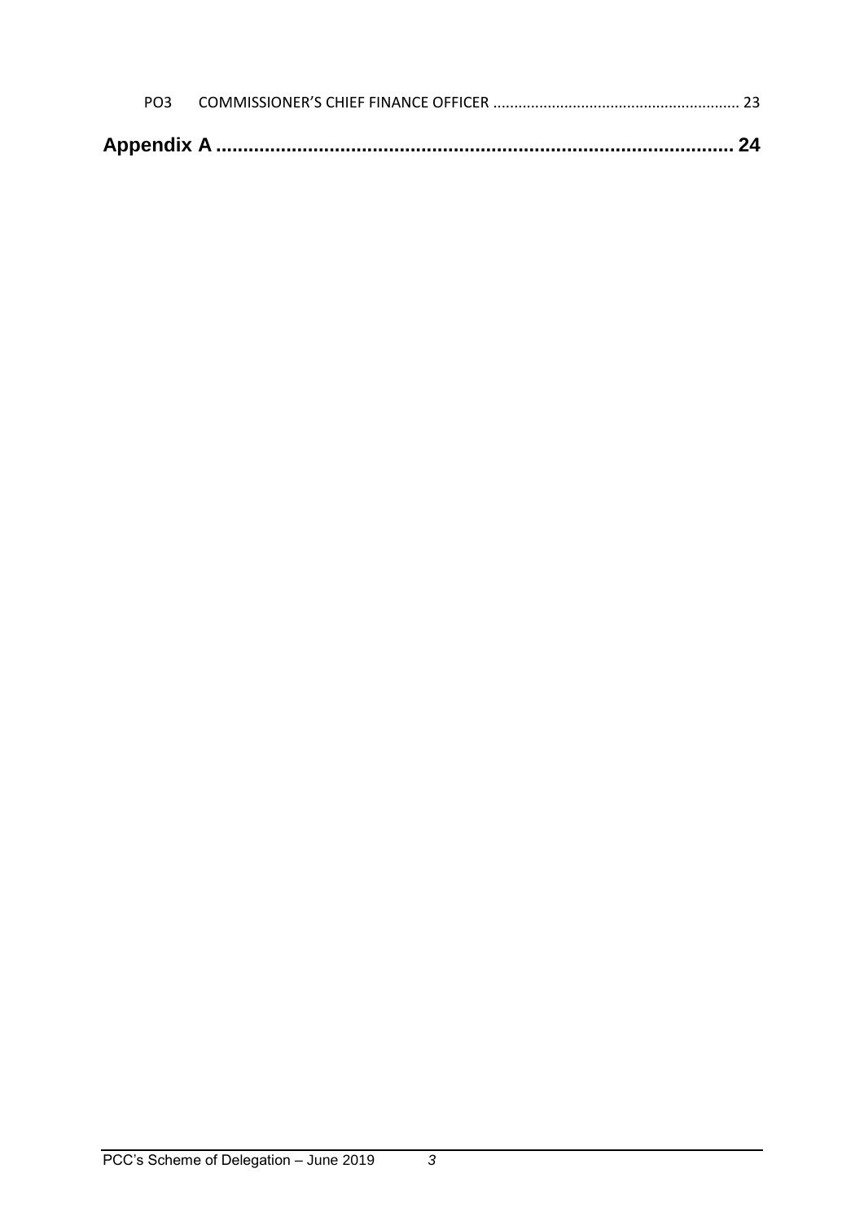PO3 COMMISSIONER'S CHIEF FINANCE OFFICER ............................................................ 23

**Appendix A ............................................................................................ 24**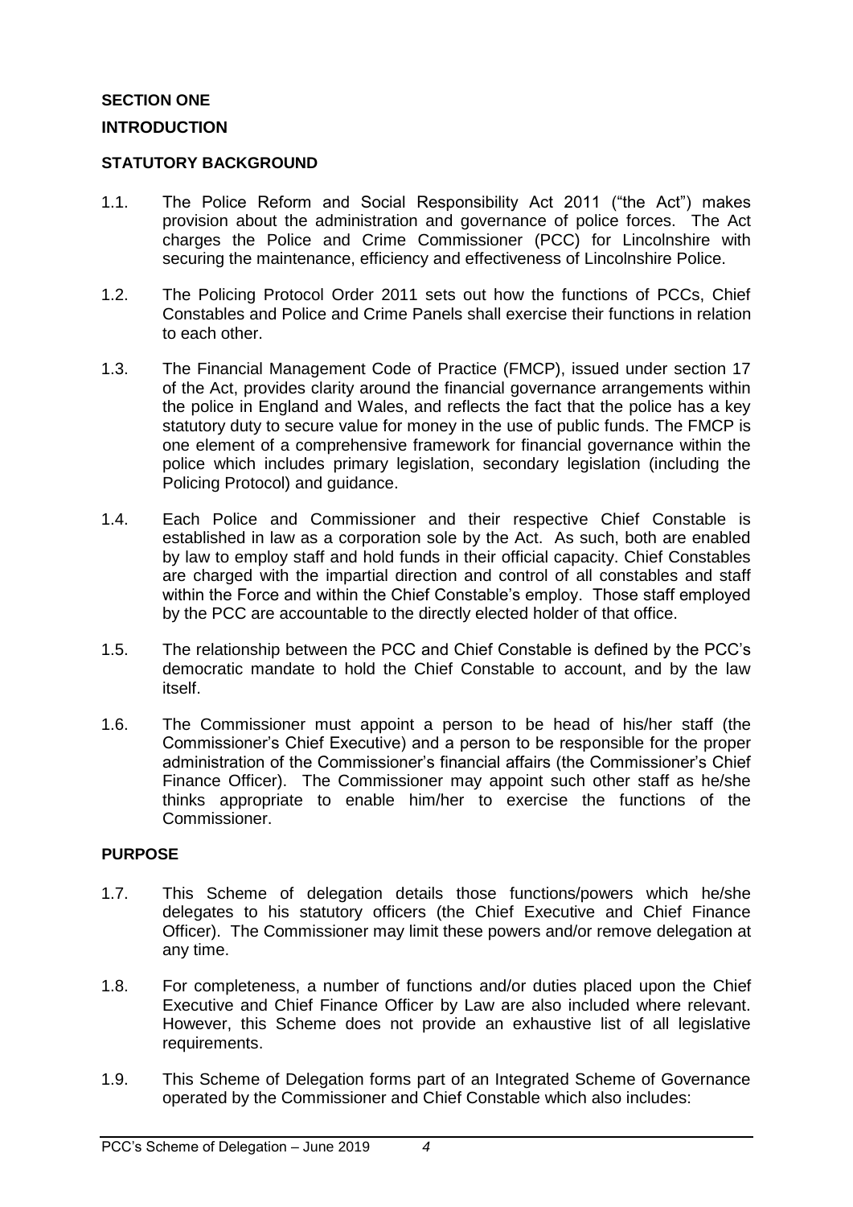## SECTION ONE

## INTRODUCTION

### STATUTORY BACKGROUND

1.1. The Police Reform and Social Responsibility Act 2011 ("the Act") makes provision about the administration and governance of police forces. The Act charges the Police and Crime Commissioner (PCC) for Lincolnshire with securing the maintenance, efficiency and effectiveness of Lincolnshire Police.

1.2. The Policing Protocol Order 2011 sets out how the functions of PCCs, Chief Constables and Police and Crime Panels shall exercise their functions in relation to each other.

1.3. The Financial Management Code of Practice (FMCP), issued under section 17 of the Act, provides clarity around the financial governance arrangements within the police in England and Wales, and reflects the fact that the police has a key statutory duty to secure value for money in the use of public funds. The FMCP is one element of a comprehensive framework for financial governance within the police which includes primary legislation, secondary legislation (including the Policing Protocol) and guidance.

1.4. Each Police and Commissioner and their respective Chief Constable is established in law as a corporation sole by the Act. As such, both are enabled by law to employ staff and hold funds in their official capacity. Chief Constables are charged with the impartial direction and control of all constables and staff within the Force and within the Chief Constable's employ. Those staff employed by the PCC are accountable to the directly elected holder of that office.

1.5. The relationship between the PCC and Chief Constable is defined by the PCC's democratic mandate to hold the Chief Constable to account, and by the law itself.

1.6. The Commissioner must appoint a person to be head of his/her staff (the Commissioner's Chief Executive) and a person to be responsible for the proper administration of the Commissioner's financial affairs (the Commissioner's Chief Finance Officer). The Commissioner may appoint such other staff as he/she thinks appropriate to enable him/her to exercise the functions of the Commissioner.

### PURPOSE

1.7. This Scheme of delegation details those functions/powers which he/she delegates to his statutory officers (the Chief Executive and Chief Finance Officer). The Commissioner may limit these powers and/or remove delegation at any time.

1.8. For completeness, a number of functions and/or duties placed upon the Chief Executive and Chief Finance Officer by Law are also included where relevant. However, this Scheme does not provide an exhaustive list of all legislative requirements.

1.9. This Scheme of Delegation forms part of an Integrated Scheme of Governance operated by the Commissioner and Chief Constable which also includes: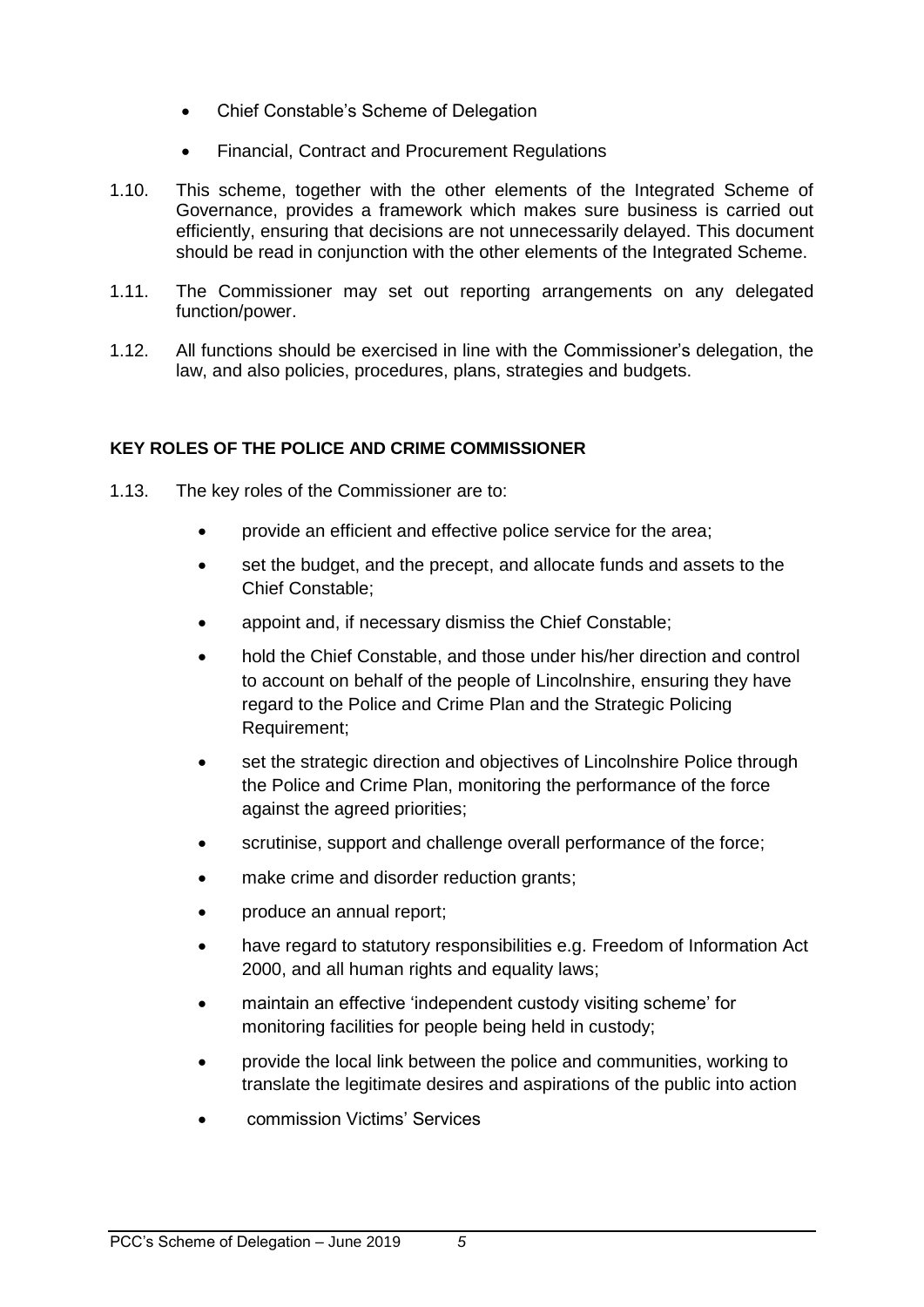- Chief Constable's Scheme of Delegation
- Financial, Contract and Procurement Regulations

1.10. This scheme, together with the other elements of the Integrated Scheme of Governance, provides a framework which makes sure business is carried out efficiently, ensuring that decisions are not unnecessarily delayed. This document should be read in conjunction with the other elements of the Integrated Scheme.

1.11. The Commissioner may set out reporting arrangements on any delegated function/power.

1.12. All functions should be exercised in line with the Commissioner's delegation, the law, and also policies, procedures, plans, strategies and budgets.

**KEY ROLES OF THE POLICE AND CRIME COMMISSIONER**

1.13. The key roles of the Commissioner are to:

- provide an efficient and effective police service for the area;
- set the budget, and the precept, and allocate funds and assets to the Chief Constable;
- appoint and, if necessary dismiss the Chief Constable;
- hold the Chief Constable, and those under his/her direction and control to account on behalf of the people of Lincolnshire, ensuring they have regard to the Police and Crime Plan and the Strategic Policing Requirement;
- set the strategic direction and objectives of Lincolnshire Police through the Police and Crime Plan, monitoring the performance of the force against the agreed priorities;
- scrutinise, support and challenge overall performance of the force;
- make crime and disorder reduction grants;
- produce an annual report;
- have regard to statutory responsibilities e.g. Freedom of Information Act 2000, and all human rights and equality laws;
- maintain an effective 'independent custody visiting scheme' for monitoring facilities for people being held in custody;
- provide the local link between the police and communities, working to translate the legitimate desires and aspirations of the public into action
- commission Victims' Services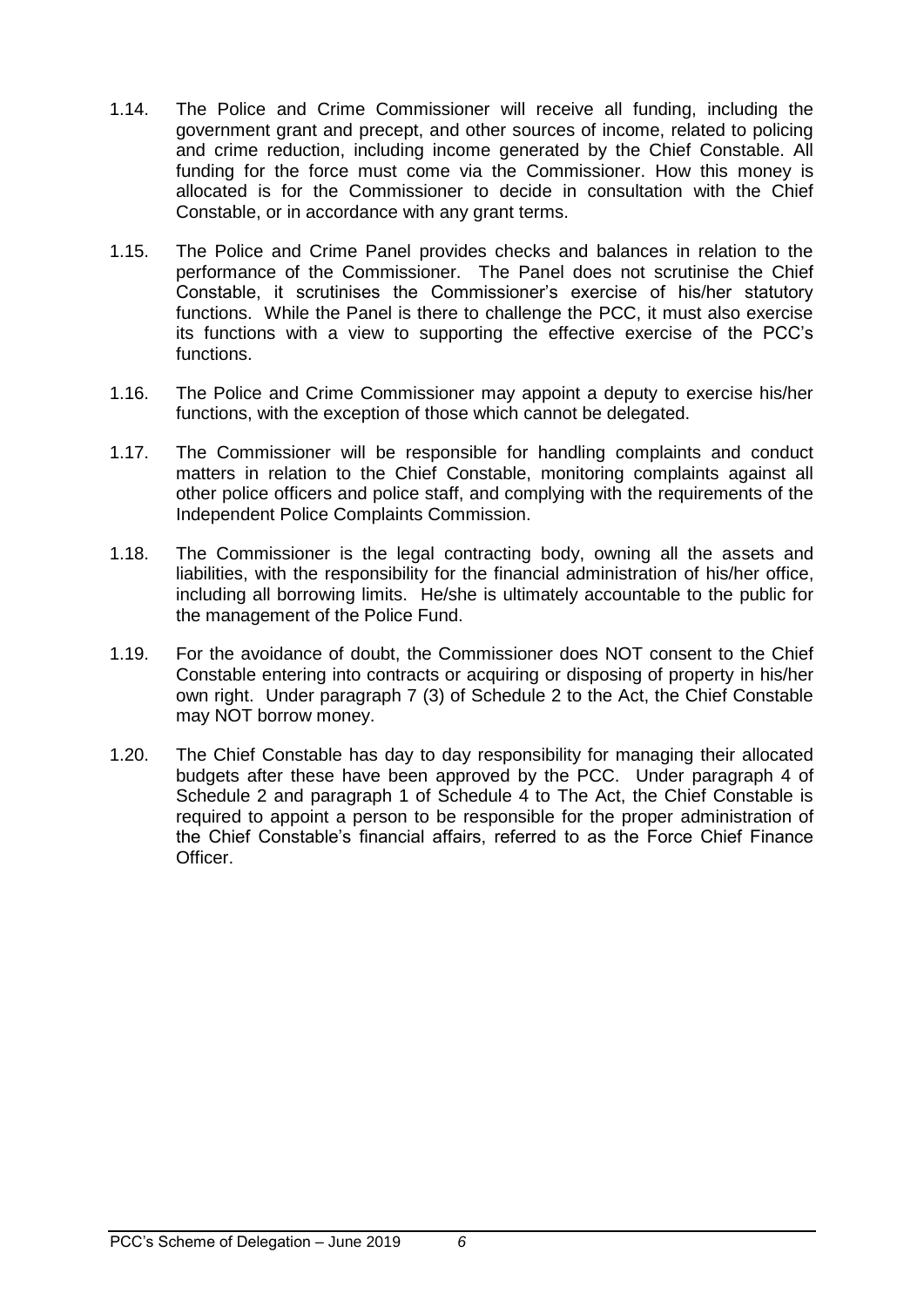1.14. The Police and Crime Commissioner will receive all funding, including the government grant and precept, and other sources of income, related to policing and crime reduction, including income generated by the Chief Constable. All funding for the force must come via the Commissioner. How this money is allocated is for the Commissioner to decide in consultation with the Chief Constable, or in accordance with any grant terms.

1.15. The Police and Crime Panel provides checks and balances in relation to the performance of the Commissioner. The Panel does not scrutinise the Chief Constable, it scrutinises the Commissioner's exercise of his/her statutory functions. While the Panel is there to challenge the PCC, it must also exercise its functions with a view to supporting the effective exercise of the PCC's functions.

1.16. The Police and Crime Commissioner may appoint a deputy to exercise his/her functions, with the exception of those which cannot be delegated.

1.17. The Commissioner will be responsible for handling complaints and conduct matters in relation to the Chief Constable, monitoring complaints against all other police officers and police staff, and complying with the requirements of the Independent Police Complaints Commission.

1.18. The Commissioner is the legal contracting body, owning all the assets and liabilities, with the responsibility for the financial administration of his/her office, including all borrowing limits. He/she is ultimately accountable to the public for the management of the Police Fund.

1.19. For the avoidance of doubt, the Commissioner does NOT consent to the Chief Constable entering into contracts or acquiring or disposing of property in his/her own right. Under paragraph 7 (3) of Schedule 2 to the Act, the Chief Constable may NOT borrow money.

1.20. The Chief Constable has day to day responsibility for managing their allocated budgets after these have been approved by the PCC. Under paragraph 4 of Schedule 2 and paragraph 1 of Schedule 4 to The Act, the Chief Constable is required to appoint a person to be responsible for the proper administration of the Chief Constable's financial affairs, referred to as the Force Chief Finance Officer.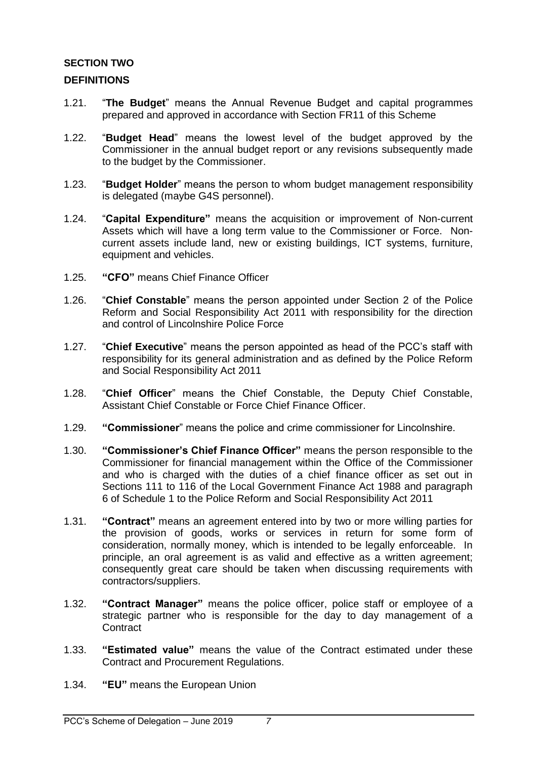## SECTION TWO

## DEFINITIONS

1.21. "**The Budget**" means the Annual Revenue Budget and capital programmes prepared and approved in accordance with Section FR11 of this Scheme

1.22. "**Budget Head**" means the lowest level of the budget approved by the Commissioner in the annual budget report or any revisions subsequently made to the budget by the Commissioner.

1.23. "**Budget Holder**" means the person to whom budget management responsibility is delegated (maybe G4S personnel).

1.24. "**Capital Expenditure"** means the acquisition or improvement of Non-current Assets which will have a long term value to the Commissioner or Force. Non-current assets include land, new or existing buildings, ICT systems, furniture, equipment and vehicles.

1.25. **"CFO"** means Chief Finance Officer

1.26. "**Chief Constable**" means the person appointed under Section 2 of the Police Reform and Social Responsibility Act 2011 with responsibility for the direction and control of Lincolnshire Police Force

1.27. "**Chief Executive**" means the person appointed as head of the PCC's staff with responsibility for its general administration and as defined by the Police Reform and Social Responsibility Act 2011

1.28. "**Chief Officer**" means the Chief Constable, the Deputy Chief Constable, Assistant Chief Constable or Force Chief Finance Officer.

1.29. **"Commissioner**" means the police and crime commissioner for Lincolnshire.

1.30. **"Commissioner's Chief Finance Officer"** means the person responsible to the Commissioner for financial management within the Office of the Commissioner and who is charged with the duties of a chief finance officer as set out in Sections 111 to 116 of the Local Government Finance Act 1988 and paragraph 6 of Schedule 1 to the Police Reform and Social Responsibility Act 2011

1.31. **"Contract"** means an agreement entered into by two or more willing parties for the provision of goods, works or services in return for some form of consideration, normally money, which is intended to be legally enforceable. In principle, an oral agreement is as valid and effective as a written agreement; consequently great care should be taken when discussing requirements with contractors/suppliers.

1.32. **"Contract Manager"** means the police officer, police staff or employee of a strategic partner who is responsible for the day to day management of a Contract

1.33. **"Estimated value"** means the value of the Contract estimated under these Contract and Procurement Regulations.

1.34. **"EU"** means the European Union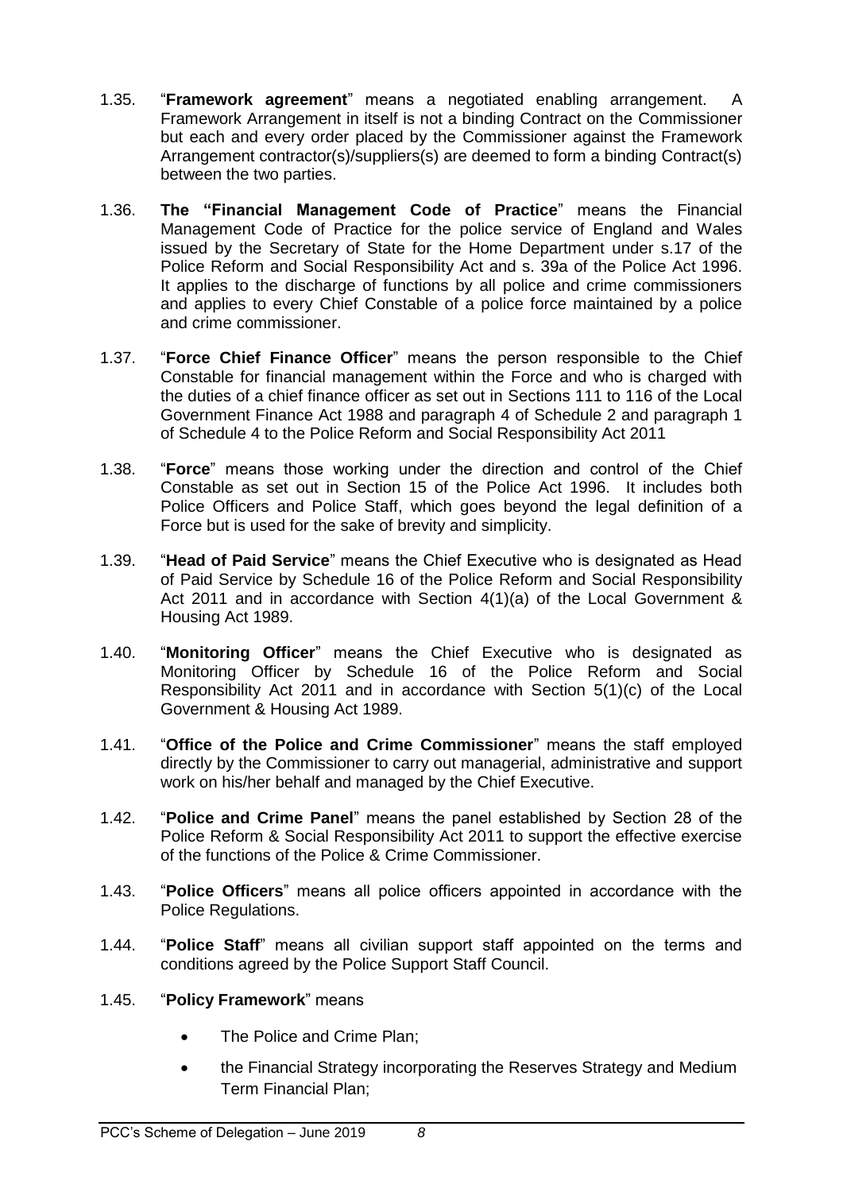1.35. "**Framework agreement**" means a negotiated enabling arrangement. A Framework Arrangement in itself is not a binding Contract on the Commissioner but each and every order placed by the Commissioner against the Framework Arrangement contractor(s)/suppliers(s) are deemed to form a binding Contract(s) between the two parties.

1.36. **The "Financial Management Code of Practice**" means the Financial Management Code of Practice for the police service of England and Wales issued by the Secretary of State for the Home Department under s.17 of the Police Reform and Social Responsibility Act and s. 39a of the Police Act 1996. It applies to the discharge of functions by all police and crime commissioners and applies to every Chief Constable of a police force maintained by a police and crime commissioner.

1.37. "**Force Chief Finance Officer**" means the person responsible to the Chief Constable for financial management within the Force and who is charged with the duties of a chief finance officer as set out in Sections 111 to 116 of the Local Government Finance Act 1988 and paragraph 4 of Schedule 2 and paragraph 1 of Schedule 4 to the Police Reform and Social Responsibility Act 2011

1.38. "**Force**" means those working under the direction and control of the Chief Constable as set out in Section 15 of the Police Act 1996. It includes both Police Officers and Police Staff, which goes beyond the legal definition of a Force but is used for the sake of brevity and simplicity.

1.39. "**Head of Paid Service**" means the Chief Executive who is designated as Head of Paid Service by Schedule 16 of the Police Reform and Social Responsibility Act 2011 and in accordance with Section 4(1)(a) of the Local Government & Housing Act 1989.

1.40. "**Monitoring Officer**" means the Chief Executive who is designated as Monitoring Officer by Schedule 16 of the Police Reform and Social Responsibility Act 2011 and in accordance with Section 5(1)(c) of the Local Government & Housing Act 1989.

1.41. "**Office of the Police and Crime Commissioner**" means the staff employed directly by the Commissioner to carry out managerial, administrative and support work on his/her behalf and managed by the Chief Executive.

1.42. "**Police and Crime Panel**" means the panel established by Section 28 of the Police Reform & Social Responsibility Act 2011 to support the effective exercise of the functions of the Police & Crime Commissioner.

1.43. "**Police Officers**" means all police officers appointed in accordance with the Police Regulations.

1.44. "**Police Staff**" means all civilian support staff appointed on the terms and conditions agreed by the Police Support Staff Council.

1.45. "**Policy Framework**" means

- The Police and Crime Plan;
- the Financial Strategy incorporating the Reserves Strategy and Medium Term Financial Plan;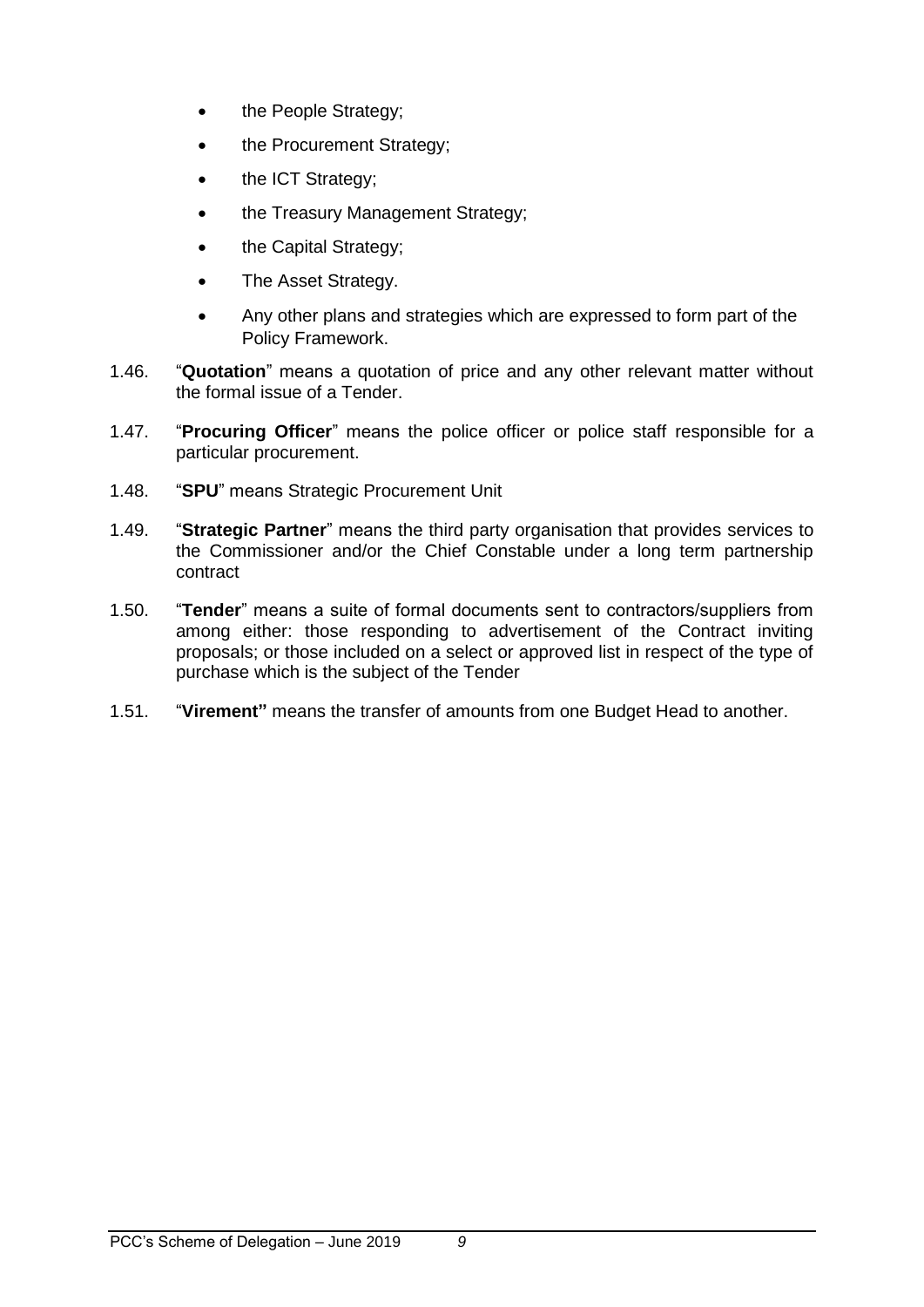- the People Strategy;
- the Procurement Strategy;
- the ICT Strategy;
- the Treasury Management Strategy;
- the Capital Strategy;
- The Asset Strategy.
- Any other plans and strategies which are expressed to form part of the Policy Framework.

1.46. "**Quotation**" means a quotation of price and any other relevant matter without the formal issue of a Tender.

1.47. "**Procuring Officer**" means the police officer or police staff responsible for a particular procurement.

1.48. "**SPU**" means Strategic Procurement Unit

1.49. "**Strategic Partner**" means the third party organisation that provides services to the Commissioner and/or the Chief Constable under a long term partnership contract

1.50. "**Tender**" means a suite of formal documents sent to contractors/suppliers from among either: those responding to advertisement of the Contract inviting proposals; or those included on a select or approved list in respect of the type of purchase which is the subject of the Tender

1.51. "**Virement"** means the transfer of amounts from one Budget Head to another.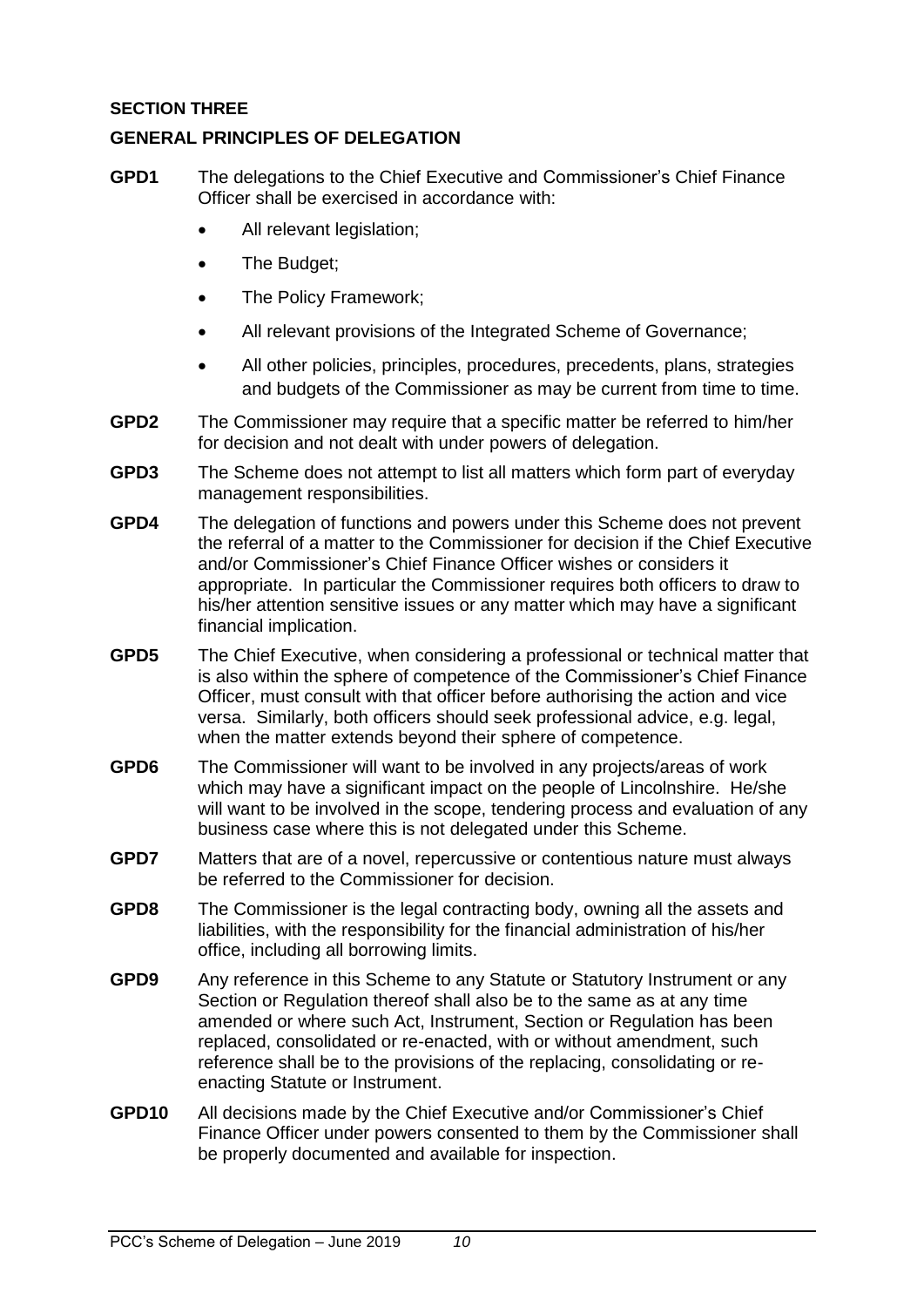## SECTION THREE

## GENERAL PRINCIPLES OF DELEGATION

**GPD1** The delegations to the Chief Executive and Commissioner's Chief Finance Officer shall be exercised in accordance with:

- All relevant legislation;
- The Budget;
- The Policy Framework;
- All relevant provisions of the Integrated Scheme of Governance;
- All other policies, principles, procedures, precedents, plans, strategies and budgets of the Commissioner as may be current from time to time.

**GPD2** The Commissioner may require that a specific matter be referred to him/her for decision and not dealt with under powers of delegation.

**GPD3** The Scheme does not attempt to list all matters which form part of everyday management responsibilities.

**GPD4** The delegation of functions and powers under this Scheme does not prevent the referral of a matter to the Commissioner for decision if the Chief Executive and/or Commissioner's Chief Finance Officer wishes or considers it appropriate. In particular the Commissioner requires both officers to draw to his/her attention sensitive issues or any matter which may have a significant financial implication.

**GPD5** The Chief Executive, when considering a professional or technical matter that is also within the sphere of competence of the Commissioner's Chief Finance Officer, must consult with that officer before authorising the action and vice versa. Similarly, both officers should seek professional advice, e.g. legal, when the matter extends beyond their sphere of competence.

**GPD6** The Commissioner will want to be involved in any projects/areas of work which may have a significant impact on the people of Lincolnshire. He/she will want to be involved in the scope, tendering process and evaluation of any business case where this is not delegated under this Scheme.

**GPD7** Matters that are of a novel, repercussive or contentious nature must always be referred to the Commissioner for decision.

**GPD8** The Commissioner is the legal contracting body, owning all the assets and liabilities, with the responsibility for the financial administration of his/her office, including all borrowing limits.

**GPD9** Any reference in this Scheme to any Statute or Statutory Instrument or any Section or Regulation thereof shall also be to the same as at any time amended or where such Act, Instrument, Section or Regulation has been replaced, consolidated or re-enacted, with or without amendment, such reference shall be to the provisions of the replacing, consolidating or re-enacting Statute or Instrument.

**GPD10** All decisions made by the Chief Executive and/or Commissioner's Chief Finance Officer under powers consented to them by the Commissioner shall be properly documented and available for inspection.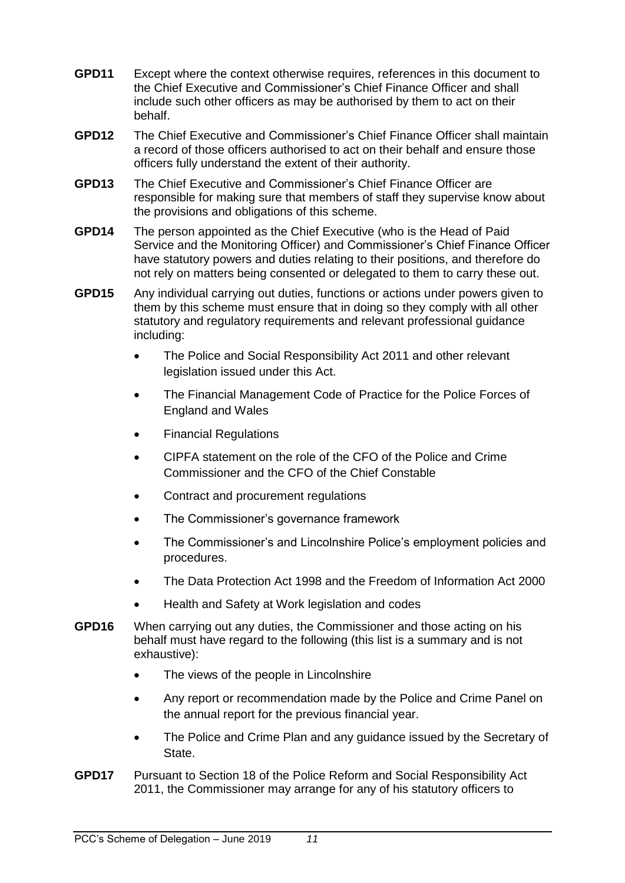**GPD11** Except where the context otherwise requires, references in this document to the Chief Executive and Commissioner's Chief Finance Officer and shall include such other officers as may be authorised by them to act on their behalf.

**GPD12** The Chief Executive and Commissioner's Chief Finance Officer shall maintain a record of those officers authorised to act on their behalf and ensure those officers fully understand the extent of their authority.

**GPD13** The Chief Executive and Commissioner's Chief Finance Officer are responsible for making sure that members of staff they supervise know about the provisions and obligations of this scheme.

**GPD14** The person appointed as the Chief Executive (who is the Head of Paid Service and the Monitoring Officer) and Commissioner's Chief Finance Officer have statutory powers and duties relating to their positions, and therefore do not rely on matters being consented or delegated to them to carry these out.

**GPD15** Any individual carrying out duties, functions or actions under powers given to them by this scheme must ensure that in doing so they comply with all other statutory and regulatory requirements and relevant professional guidance including:

- The Police and Social Responsibility Act 2011 and other relevant legislation issued under this Act.
- The Financial Management Code of Practice for the Police Forces of England and Wales
- Financial Regulations
- CIPFA statement on the role of the CFO of the Police and Crime Commissioner and the CFO of the Chief Constable
- Contract and procurement regulations
- The Commissioner's governance framework
- The Commissioner's and Lincolnshire Police's employment policies and procedures.
- The Data Protection Act 1998 and the Freedom of Information Act 2000
- Health and Safety at Work legislation and codes

**GPD16** When carrying out any duties, the Commissioner and those acting on his behalf must have regard to the following (this list is a summary and is not exhaustive):

- The views of the people in Lincolnshire
- Any report or recommendation made by the Police and Crime Panel on the annual report for the previous financial year.
- The Police and Crime Plan and any guidance issued by the Secretary of State.

**GPD17** Pursuant to Section 18 of the Police Reform and Social Responsibility Act 2011, the Commissioner may arrange for any of his statutory officers to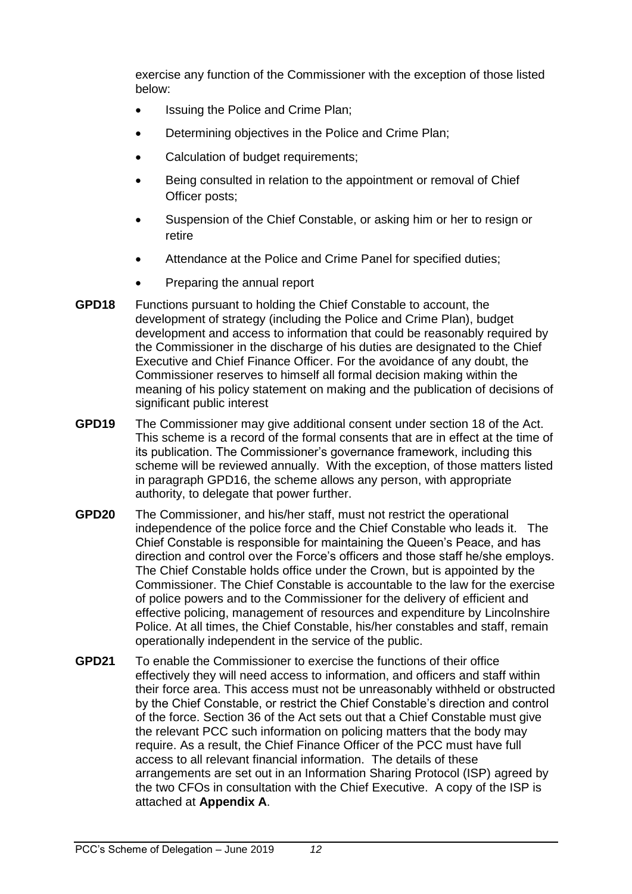exercise any function of the Commissioner with the exception of those listed below:

- Issuing the Police and Crime Plan;
- Determining objectives in the Police and Crime Plan;
- Calculation of budget requirements;
- Being consulted in relation to the appointment or removal of Chief Officer posts;
- Suspension of the Chief Constable, or asking him or her to resign or retire
- Attendance at the Police and Crime Panel for specified duties;
- Preparing the annual report

**GPD18** Functions pursuant to holding the Chief Constable to account, the development of strategy (including the Police and Crime Plan), budget development and access to information that could be reasonably required by the Commissioner in the discharge of his duties are designated to the Chief Executive and Chief Finance Officer. For the avoidance of any doubt, the Commissioner reserves to himself all formal decision making within the meaning of his policy statement on making and the publication of decisions of significant public interest

**GPD19** The Commissioner may give additional consent under section 18 of the Act. This scheme is a record of the formal consents that are in effect at the time of its publication. The Commissioner's governance framework, including this scheme will be reviewed annually. With the exception, of those matters listed in paragraph GPD16, the scheme allows any person, with appropriate authority, to delegate that power further.

**GPD20** The Commissioner, and his/her staff, must not restrict the operational independence of the police force and the Chief Constable who leads it. The Chief Constable is responsible for maintaining the Queen's Peace, and has direction and control over the Force's officers and those staff he/she employs. The Chief Constable holds office under the Crown, but is appointed by the Commissioner. The Chief Constable is accountable to the law for the exercise of police powers and to the Commissioner for the delivery of efficient and effective policing, management of resources and expenditure by Lincolnshire Police. At all times, the Chief Constable, his/her constables and staff, remain operationally independent in the service of the public.

**GPD21** To enable the Commissioner to exercise the functions of their office effectively they will need access to information, and officers and staff within their force area. This access must not be unreasonably withheld or obstructed by the Chief Constable, or restrict the Chief Constable's direction and control of the force. Section 36 of the Act sets out that a Chief Constable must give the relevant PCC such information on policing matters that the body may require. As a result, the Chief Finance Officer of the PCC must have full access to all relevant financial information. The details of these arrangements are set out in an Information Sharing Protocol (ISP) agreed by the two CFOs in consultation with the Chief Executive. A copy of the ISP is attached at **Appendix A**.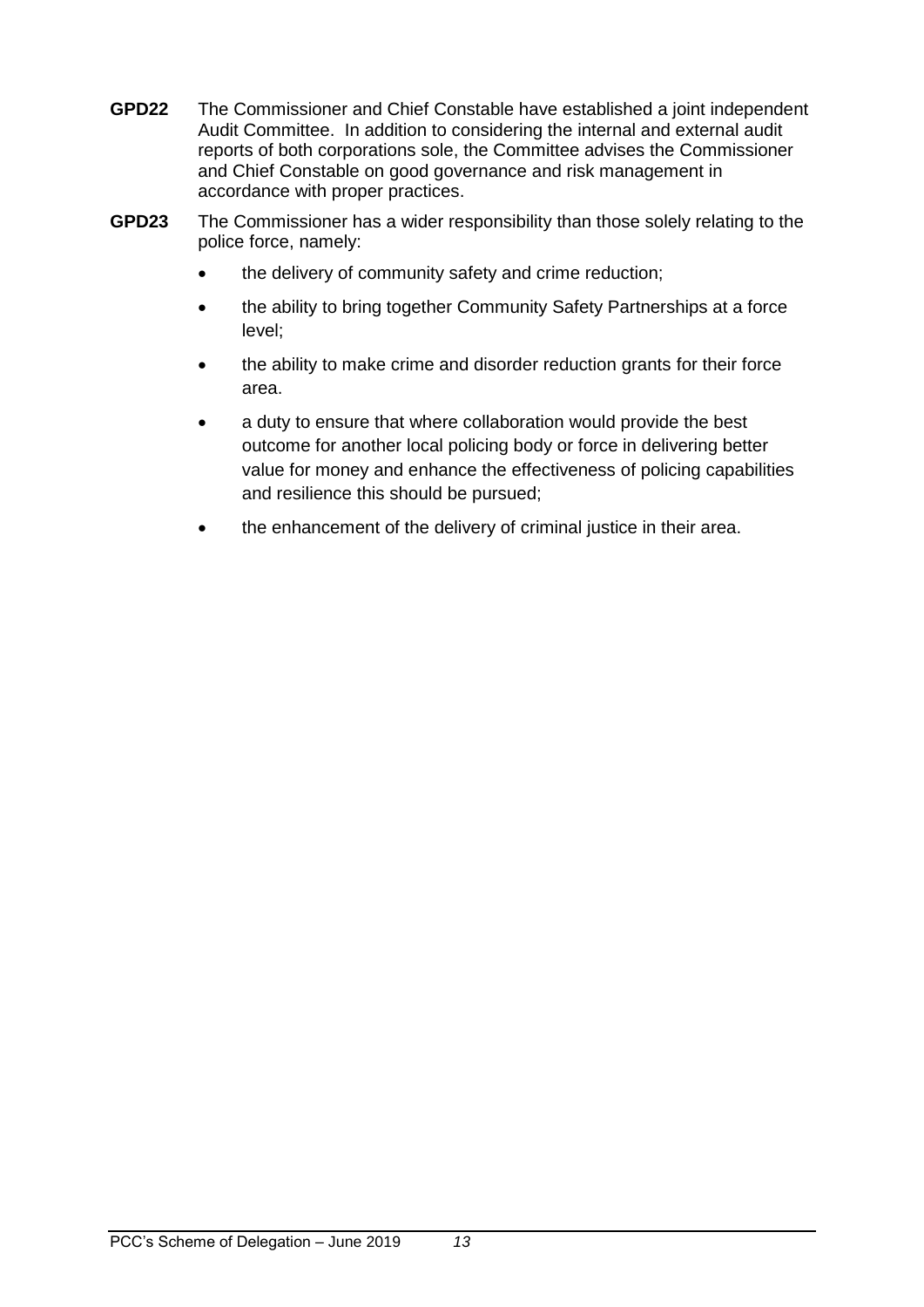**GPD22** The Commissioner and Chief Constable have established a joint independent Audit Committee. In addition to considering the internal and external audit reports of both corporations sole, the Committee advises the Commissioner and Chief Constable on good governance and risk management in accordance with proper practices.

**GPD23** The Commissioner has a wider responsibility than those solely relating to the police force, namely:

- the delivery of community safety and crime reduction;
- the ability to bring together Community Safety Partnerships at a force level;
- the ability to make crime and disorder reduction grants for their force area.
- a duty to ensure that where collaboration would provide the best outcome for another local policing body or force in delivering better value for money and enhance the effectiveness of policing capabilities and resilience this should be pursued;
- the enhancement of the delivery of criminal justice in their area.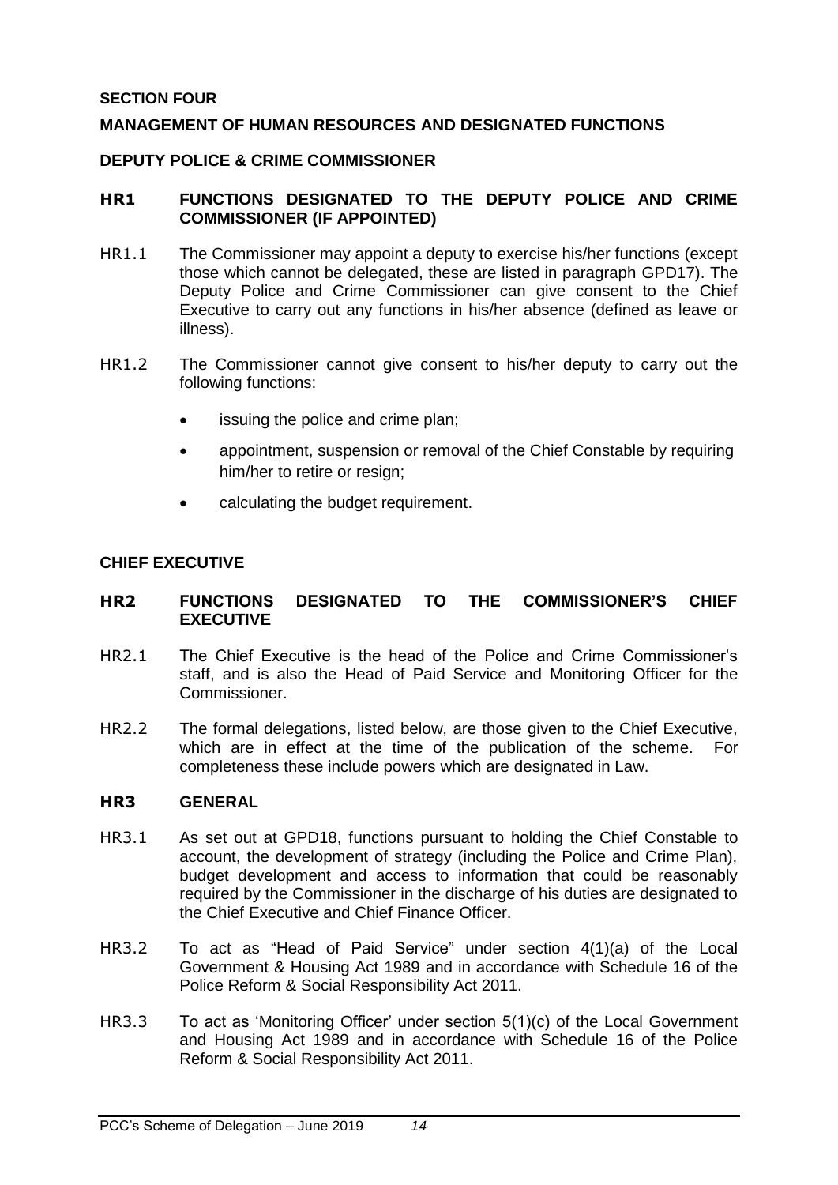## SECTION FOUR

## MANAGEMENT OF HUMAN RESOURCES AND DESIGNATED FUNCTIONS

### DEPUTY POLICE & CRIME COMMISSIONER

#### HR1 FUNCTIONS DESIGNATED TO THE DEPUTY POLICE AND CRIME COMMISSIONER (IF APPOINTED)

HR1.1 The Commissioner may appoint a deputy to exercise his/her functions (except those which cannot be delegated, these are listed in paragraph GPD17). The Deputy Police and Crime Commissioner can give consent to the Chief Executive to carry out any functions in his/her absence (defined as leave or illness).

HR1.2 The Commissioner cannot give consent to his/her deputy to carry out the following functions:

- issuing the police and crime plan;
- appointment, suspension or removal of the Chief Constable by requiring him/her to retire or resign;
- calculating the budget requirement.

### CHIEF EXECUTIVE

#### HR2 FUNCTIONS DESIGNATED TO THE COMMISSIONER'S CHIEF EXECUTIVE

HR2.1 The Chief Executive is the head of the Police and Crime Commissioner's staff, and is also the Head of Paid Service and Monitoring Officer for the Commissioner.

HR2.2 The formal delegations, listed below, are those given to the Chief Executive, which are in effect at the time of the publication of the scheme. For completeness these include powers which are designated in Law.

#### HR3 GENERAL

HR3.1 As set out at GPD18, functions pursuant to holding the Chief Constable to account, the development of strategy (including the Police and Crime Plan), budget development and access to information that could be reasonably required by the Commissioner in the discharge of his duties are designated to the Chief Executive and Chief Finance Officer.

HR3.2 To act as "Head of Paid Service" under section 4(1)(a) of the Local Government & Housing Act 1989 and in accordance with Schedule 16 of the Police Reform & Social Responsibility Act 2011.

HR3.3 To act as 'Monitoring Officer' under section 5(1)(c) of the Local Government and Housing Act 1989 and in accordance with Schedule 16 of the Police Reform & Social Responsibility Act 2011.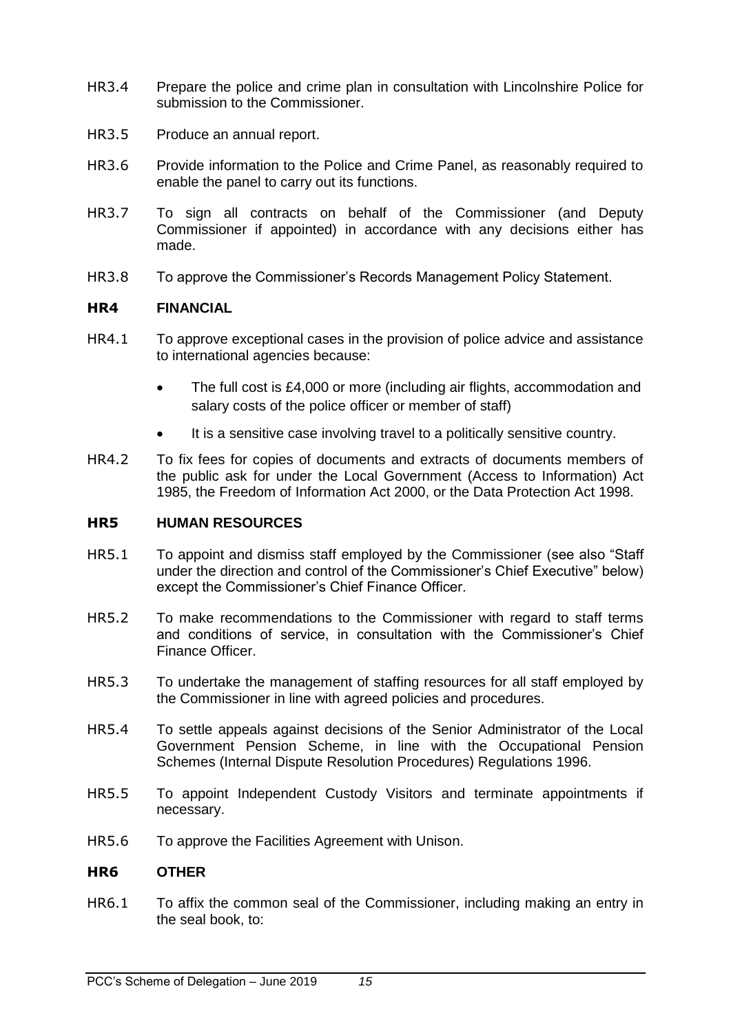HR3.4 Prepare the police and crime plan in consultation with Lincolnshire Police for submission to the Commissioner.

HR3.5 Produce an annual report.

HR3.6 Provide information to the Police and Crime Panel, as reasonably required to enable the panel to carry out its functions.

HR3.7 To sign all contracts on behalf of the Commissioner (and Deputy Commissioner if appointed) in accordance with any decisions either has made.

HR3.8 To approve the Commissioner's Records Management Policy Statement.

## HR4 FINANCIAL

HR4.1 To approve exceptional cases in the provision of police advice and assistance to international agencies because:

- The full cost is £4,000 or more (including air flights, accommodation and salary costs of the police officer or member of staff)
- It is a sensitive case involving travel to a politically sensitive country.

HR4.2 To fix fees for copies of documents and extracts of documents members of the public ask for under the Local Government (Access to Information) Act 1985, the Freedom of Information Act 2000, or the Data Protection Act 1998.

## HR5 HUMAN RESOURCES

HR5.1 To appoint and dismiss staff employed by the Commissioner (see also "Staff under the direction and control of the Commissioner's Chief Executive" below) except the Commissioner's Chief Finance Officer.

HR5.2 To make recommendations to the Commissioner with regard to staff terms and conditions of service, in consultation with the Commissioner's Chief Finance Officer.

HR5.3 To undertake the management of staffing resources for all staff employed by the Commissioner in line with agreed policies and procedures.

HR5.4 To settle appeals against decisions of the Senior Administrator of the Local Government Pension Scheme, in line with the Occupational Pension Schemes (Internal Dispute Resolution Procedures) Regulations 1996.

HR5.5 To appoint Independent Custody Visitors and terminate appointments if necessary.

HR5.6 To approve the Facilities Agreement with Unison.

## HR6 OTHER

HR6.1 To affix the common seal of the Commissioner, including making an entry in the seal book, to: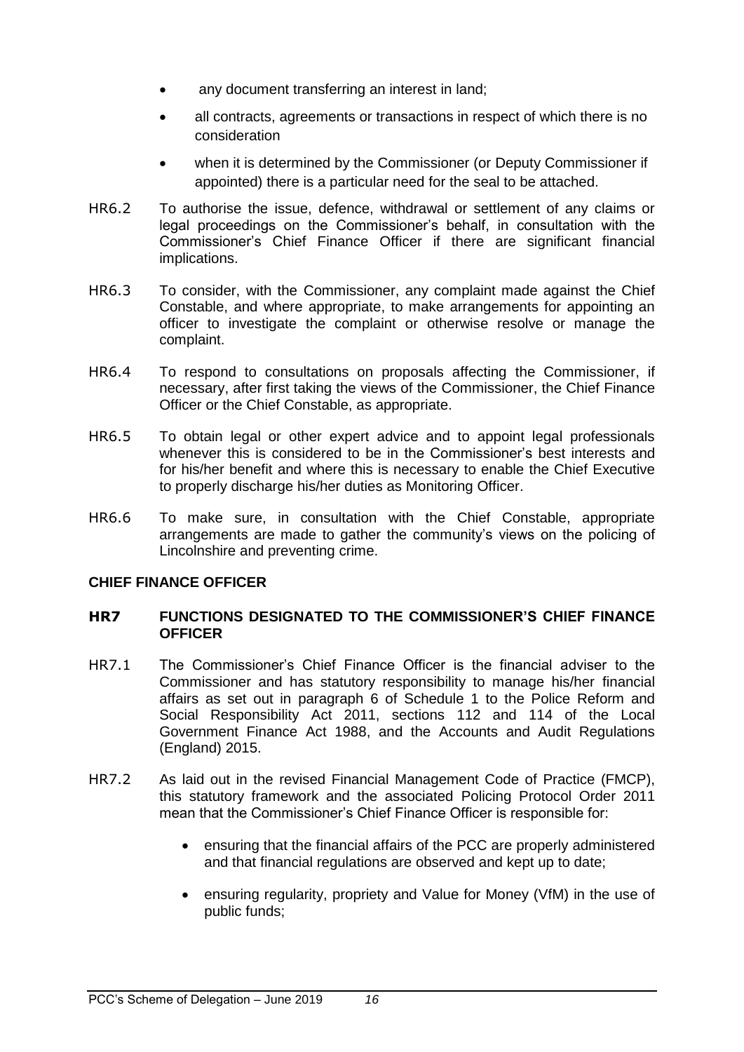- any document transferring an interest in land;
- all contracts, agreements or transactions in respect of which there is no consideration
- when it is determined by the Commissioner (or Deputy Commissioner if appointed) there is a particular need for the seal to be attached.

HR6.2 To authorise the issue, defence, withdrawal or settlement of any claims or legal proceedings on the Commissioner's behalf, in consultation with the Commissioner's Chief Finance Officer if there are significant financial implications.

HR6.3 To consider, with the Commissioner, any complaint made against the Chief Constable, and where appropriate, to make arrangements for appointing an officer to investigate the complaint or otherwise resolve or manage the complaint.

HR6.4 To respond to consultations on proposals affecting the Commissioner, if necessary, after first taking the views of the Commissioner, the Chief Finance Officer or the Chief Constable, as appropriate.

HR6.5 To obtain legal or other expert advice and to appoint legal professionals whenever this is considered to be in the Commissioner's best interests and for his/her benefit and where this is necessary to enable the Chief Executive to properly discharge his/her duties as Monitoring Officer.

HR6.6 To make sure, in consultation with the Chief Constable, appropriate arrangements are made to gather the community's views on the policing of Lincolnshire and preventing crime.

**CHIEF FINANCE OFFICER**

**HR7 FUNCTIONS DESIGNATED TO THE COMMISSIONER'S CHIEF FINANCE OFFICER**

HR7.1 The Commissioner's Chief Finance Officer is the financial adviser to the Commissioner and has statutory responsibility to manage his/her financial affairs as set out in paragraph 6 of Schedule 1 to the Police Reform and Social Responsibility Act 2011, sections 112 and 114 of the Local Government Finance Act 1988, and the Accounts and Audit Regulations (England) 2015.

HR7.2 As laid out in the revised Financial Management Code of Practice (FMCP), this statutory framework and the associated Policing Protocol Order 2011 mean that the Commissioner's Chief Finance Officer is responsible for:

- ensuring that the financial affairs of the PCC are properly administered and that financial regulations are observed and kept up to date;
- ensuring regularity, propriety and Value for Money (VfM) in the use of public funds;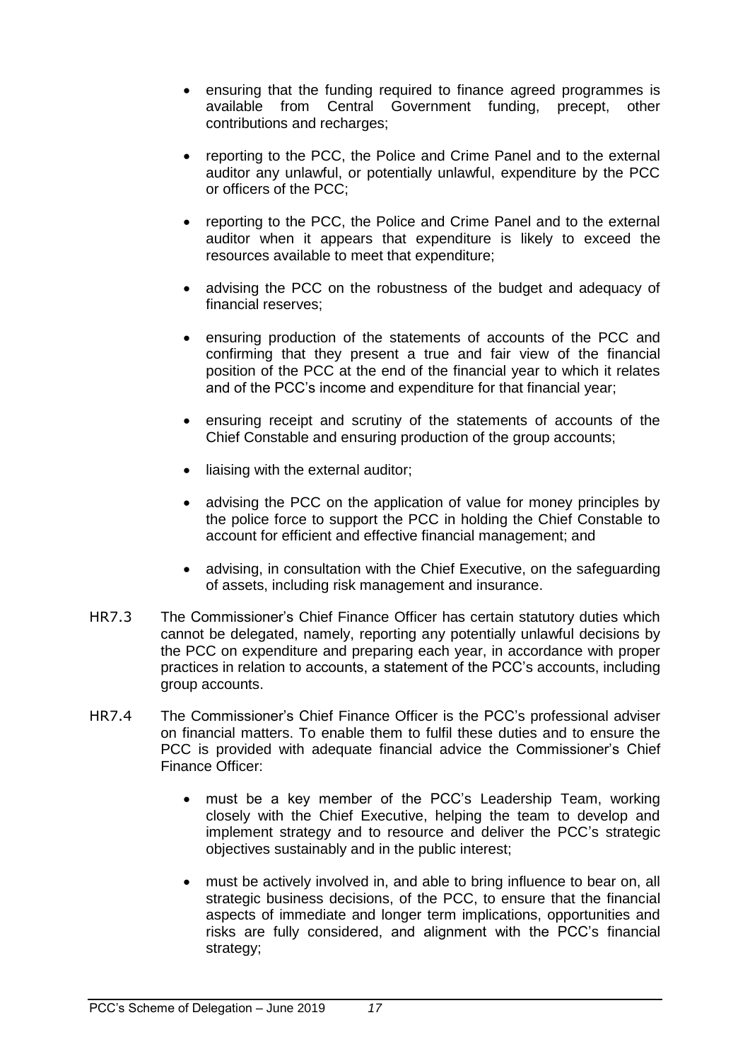- ensuring that the funding required to finance agreed programmes is available from Central Government funding, precept, other contributions and recharges;
- reporting to the PCC, the Police and Crime Panel and to the external auditor any unlawful, or potentially unlawful, expenditure by the PCC or officers of the PCC;
- reporting to the PCC, the Police and Crime Panel and to the external auditor when it appears that expenditure is likely to exceed the resources available to meet that expenditure;
- advising the PCC on the robustness of the budget and adequacy of financial reserves;
- ensuring production of the statements of accounts of the PCC and confirming that they present a true and fair view of the financial position of the PCC at the end of the financial year to which it relates and of the PCC's income and expenditure for that financial year;
- ensuring receipt and scrutiny of the statements of accounts of the Chief Constable and ensuring production of the group accounts;
- liaising with the external auditor;
- advising the PCC on the application of value for money principles by the police force to support the PCC in holding the Chief Constable to account for efficient and effective financial management; and
- advising, in consultation with the Chief Executive, on the safeguarding of assets, including risk management and insurance.

HR7.3 The Commissioner's Chief Finance Officer has certain statutory duties which cannot be delegated, namely, reporting any potentially unlawful decisions by the PCC on expenditure and preparing each year, in accordance with proper practices in relation to accounts, a statement of the PCC's accounts, including group accounts.

HR7.4 The Commissioner's Chief Finance Officer is the PCC's professional adviser on financial matters. To enable them to fulfil these duties and to ensure the PCC is provided with adequate financial advice the Commissioner's Chief Finance Officer:

- must be a key member of the PCC's Leadership Team, working closely with the Chief Executive, helping the team to develop and implement strategy and to resource and deliver the PCC's strategic objectives sustainably and in the public interest;
- must be actively involved in, and able to bring influence to bear on, all strategic business decisions, of the PCC, to ensure that the financial aspects of immediate and longer term implications, opportunities and risks are fully considered, and alignment with the PCC's financial strategy;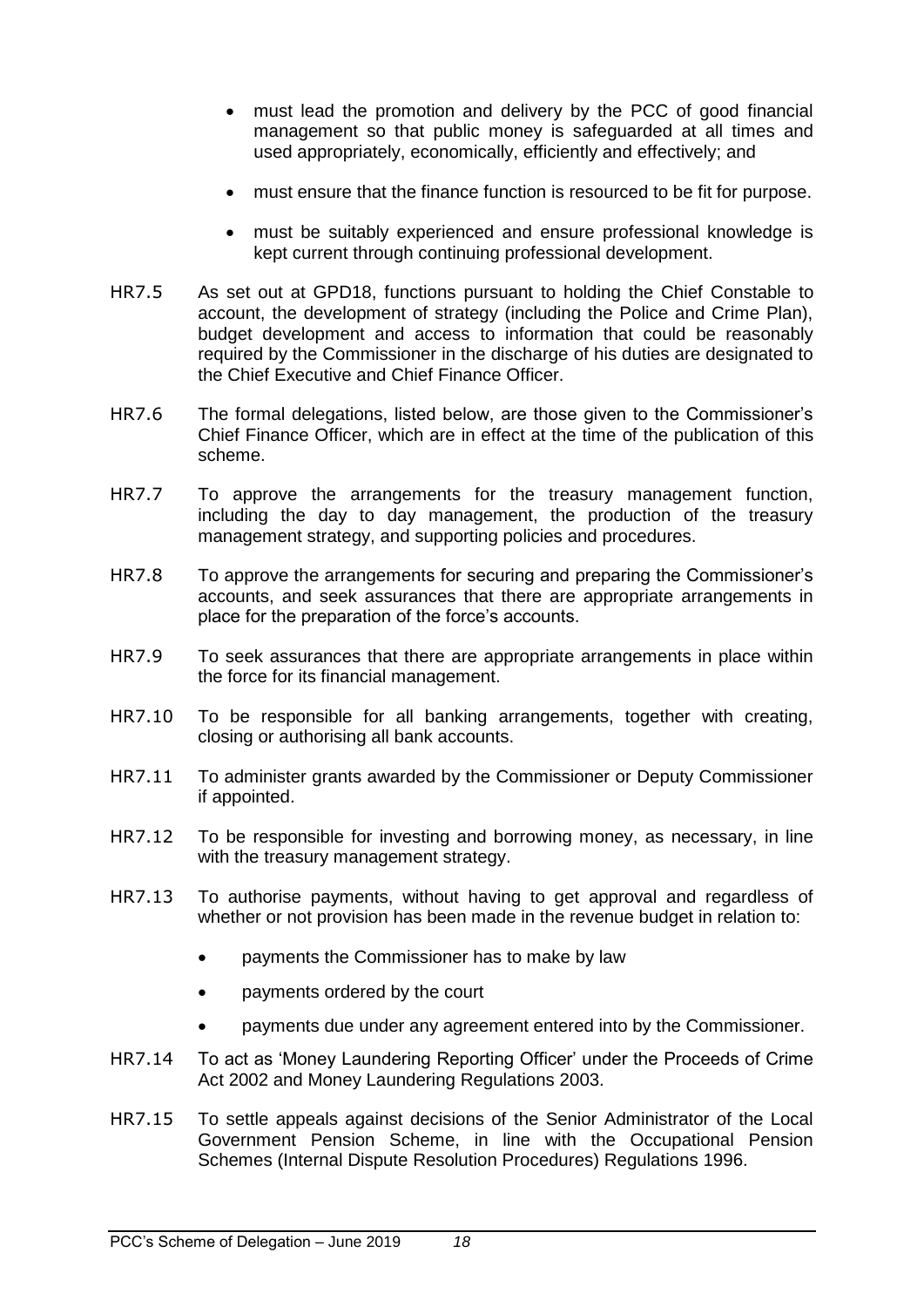- must lead the promotion and delivery by the PCC of good financial management so that public money is safeguarded at all times and used appropriately, economically, efficiently and effectively; and
- must ensure that the finance function is resourced to be fit for purpose.
- must be suitably experienced and ensure professional knowledge is kept current through continuing professional development.

HR7.5 As set out at GPD18, functions pursuant to holding the Chief Constable to account, the development of strategy (including the Police and Crime Plan), budget development and access to information that could be reasonably required by the Commissioner in the discharge of his duties are designated to the Chief Executive and Chief Finance Officer.

HR7.6 The formal delegations, listed below, are those given to the Commissioner's Chief Finance Officer, which are in effect at the time of the publication of this scheme.

HR7.7 To approve the arrangements for the treasury management function, including the day to day management, the production of the treasury management strategy, and supporting policies and procedures.

HR7.8 To approve the arrangements for securing and preparing the Commissioner's accounts, and seek assurances that there are appropriate arrangements in place for the preparation of the force's accounts.

HR7.9 To seek assurances that there are appropriate arrangements in place within the force for its financial management.

HR7.10 To be responsible for all banking arrangements, together with creating, closing or authorising all bank accounts.

HR7.11 To administer grants awarded by the Commissioner or Deputy Commissioner if appointed.

HR7.12 To be responsible for investing and borrowing money, as necessary, in line with the treasury management strategy.

HR7.13 To authorise payments, without having to get approval and regardless of whether or not provision has been made in the revenue budget in relation to:

- payments the Commissioner has to make by law
- payments ordered by the court
- payments due under any agreement entered into by the Commissioner.

HR7.14 To act as 'Money Laundering Reporting Officer' under the Proceeds of Crime Act 2002 and Money Laundering Regulations 2003.

HR7.15 To settle appeals against decisions of the Senior Administrator of the Local Government Pension Scheme, in line with the Occupational Pension Schemes (Internal Dispute Resolution Procedures) Regulations 1996.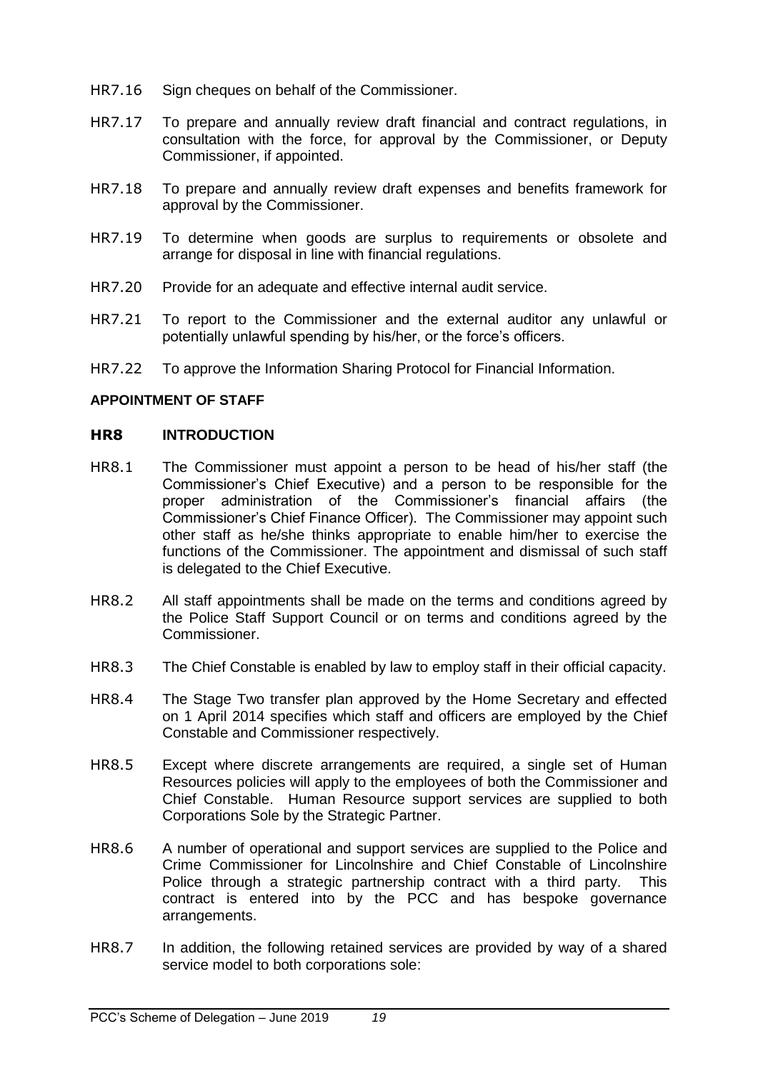HR7.16 Sign cheques on behalf of the Commissioner.

HR7.17 To prepare and annually review draft financial and contract regulations, in consultation with the force, for approval by the Commissioner, or Deputy Commissioner, if appointed.

HR7.18 To prepare and annually review draft expenses and benefits framework for approval by the Commissioner.

HR7.19 To determine when goods are surplus to requirements or obsolete and arrange for disposal in line with financial regulations.

HR7.20 Provide for an adequate and effective internal audit service.

HR7.21 To report to the Commissioner and the external auditor any unlawful or potentially unlawful spending by his/her, or the force's officers.

HR7.22 To approve the Information Sharing Protocol for Financial Information.

**APPOINTMENT OF STAFF**

**HR8 INTRODUCTION**

HR8.1 The Commissioner must appoint a person to be head of his/her staff (the Commissioner's Chief Executive) and a person to be responsible for the proper administration of the Commissioner's financial affairs (the Commissioner's Chief Finance Officer). The Commissioner may appoint such other staff as he/she thinks appropriate to enable him/her to exercise the functions of the Commissioner. The appointment and dismissal of such staff is delegated to the Chief Executive.

HR8.2 All staff appointments shall be made on the terms and conditions agreed by the Police Staff Support Council or on terms and conditions agreed by the Commissioner.

HR8.3 The Chief Constable is enabled by law to employ staff in their official capacity.

HR8.4 The Stage Two transfer plan approved by the Home Secretary and effected on 1 April 2014 specifies which staff and officers are employed by the Chief Constable and Commissioner respectively.

HR8.5 Except where discrete arrangements are required, a single set of Human Resources policies will apply to the employees of both the Commissioner and Chief Constable. Human Resource support services are supplied to both Corporations Sole by the Strategic Partner.

HR8.6 A number of operational and support services are supplied to the Police and Crime Commissioner for Lincolnshire and Chief Constable of Lincolnshire Police through a strategic partnership contract with a third party. This contract is entered into by the PCC and has bespoke governance arrangements.

HR8.7 In addition, the following retained services are provided by way of a shared service model to both corporations sole: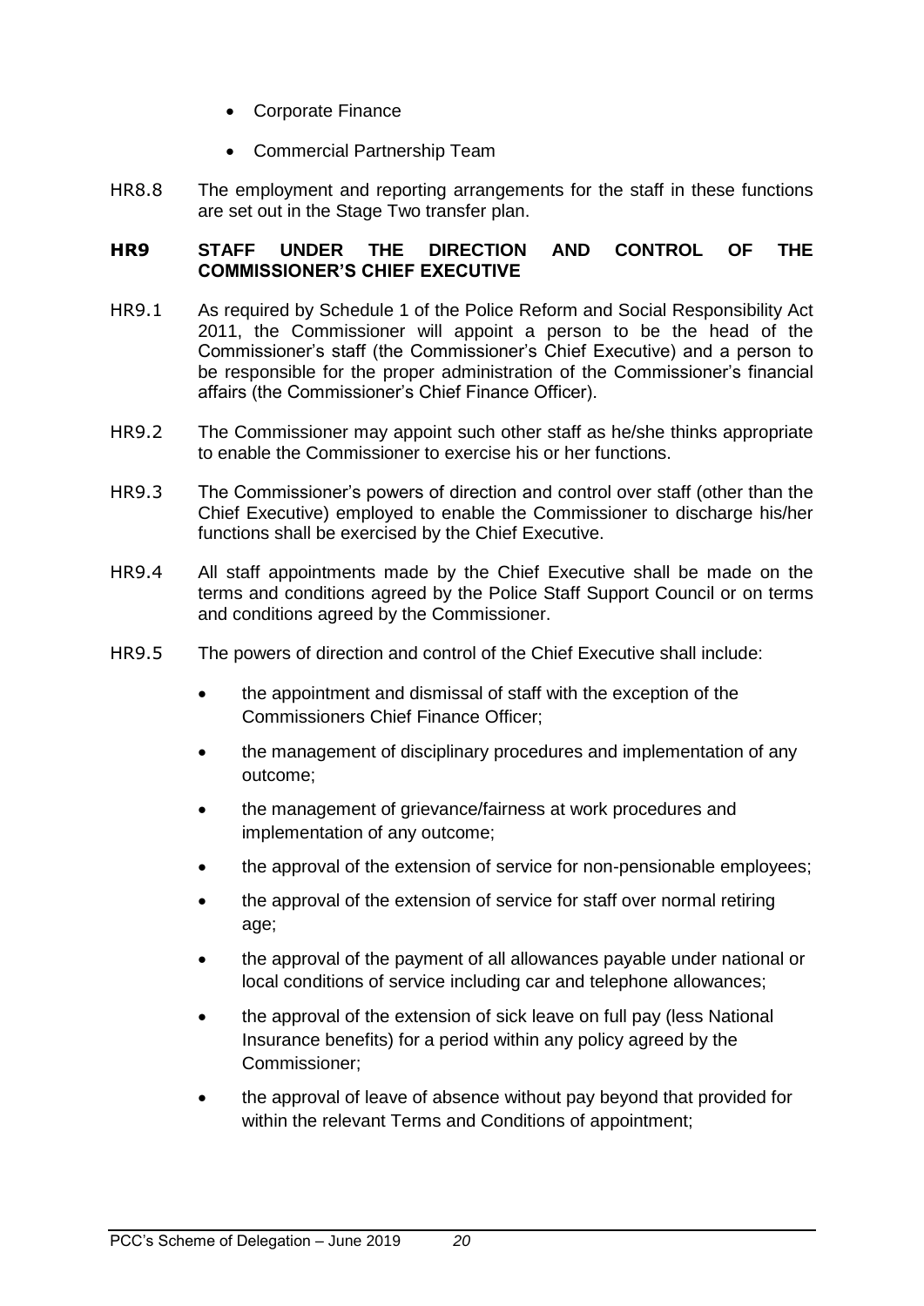- Corporate Finance
- Commercial Partnership Team

HR8.8 The employment and reporting arrangements for the staff in these functions are set out in the Stage Two transfer plan.

## HR9 STAFF UNDER THE DIRECTION AND CONTROL OF THE COMMISSIONER'S CHIEF EXECUTIVE

HR9.1 As required by Schedule 1 of the Police Reform and Social Responsibility Act 2011, the Commissioner will appoint a person to be the head of the Commissioner's staff (the Commissioner's Chief Executive) and a person to be responsible for the proper administration of the Commissioner's financial affairs (the Commissioner's Chief Finance Officer).

HR9.2 The Commissioner may appoint such other staff as he/she thinks appropriate to enable the Commissioner to exercise his or her functions.

HR9.3 The Commissioner's powers of direction and control over staff (other than the Chief Executive) employed to enable the Commissioner to discharge his/her functions shall be exercised by the Chief Executive.

HR9.4 All staff appointments made by the Chief Executive shall be made on the terms and conditions agreed by the Police Staff Support Council or on terms and conditions agreed by the Commissioner.

HR9.5 The powers of direction and control of the Chief Executive shall include:

- the appointment and dismissal of staff with the exception of the Commissioners Chief Finance Officer;
- the management of disciplinary procedures and implementation of any outcome;
- the management of grievance/fairness at work procedures and implementation of any outcome;
- the approval of the extension of service for non-pensionable employees;
- the approval of the extension of service for staff over normal retiring age;
- the approval of the payment of all allowances payable under national or local conditions of service including car and telephone allowances;
- the approval of the extension of sick leave on full pay (less National Insurance benefits) for a period within any policy agreed by the Commissioner;
- the approval of leave of absence without pay beyond that provided for within the relevant Terms and Conditions of appointment;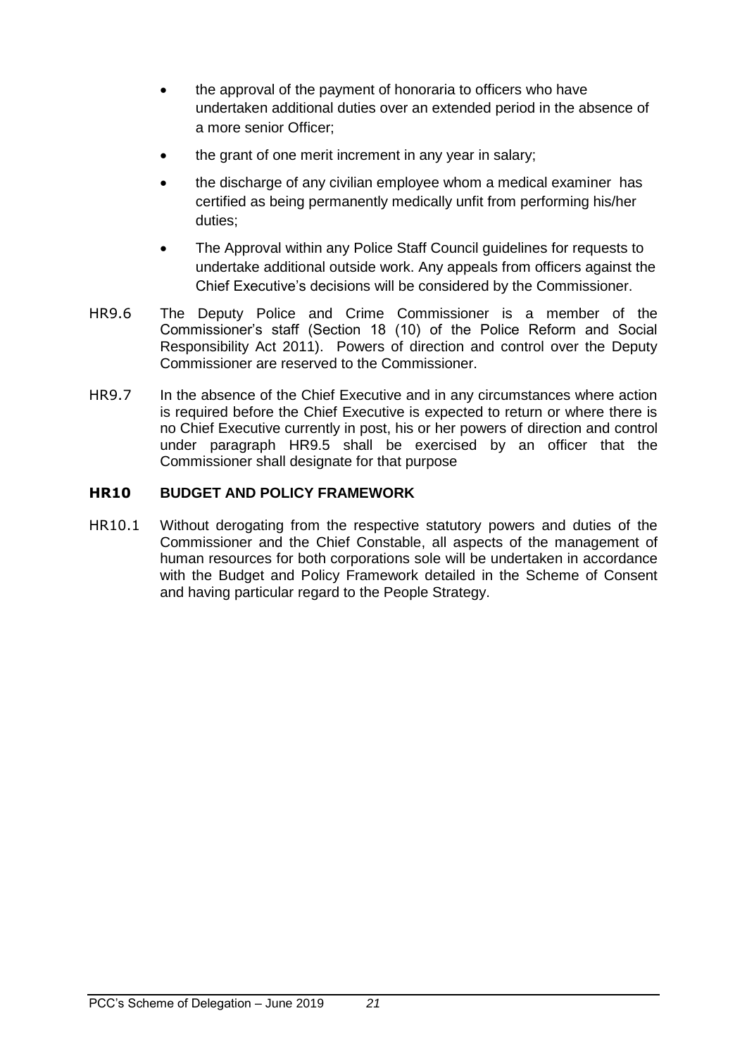- the approval of the payment of honoraria to officers who have undertaken additional duties over an extended period in the absence of a more senior Officer;
- the grant of one merit increment in any year in salary;
- the discharge of any civilian employee whom a medical examiner has certified as being permanently medically unfit from performing his/her duties;
- The Approval within any Police Staff Council guidelines for requests to undertake additional outside work. Any appeals from officers against the Chief Executive's decisions will be considered by the Commissioner.

HR9.6 The Deputy Police and Crime Commissioner is a member of the Commissioner's staff (Section 18 (10) of the Police Reform and Social Responsibility Act 2011). Powers of direction and control over the Deputy Commissioner are reserved to the Commissioner.

HR9.7 In the absence of the Chief Executive and in any circumstances where action is required before the Chief Executive is expected to return or where there is no Chief Executive currently in post, his or her powers of direction and control under paragraph HR9.5 shall be exercised by an officer that the Commissioner shall designate for that purpose

## HR10 BUDGET AND POLICY FRAMEWORK

HR10.1 Without derogating from the respective statutory powers and duties of the Commissioner and the Chief Constable, all aspects of the management of human resources for both corporations sole will be undertaken in accordance with the Budget and Policy Framework detailed in the Scheme of Consent and having particular regard to the People Strategy.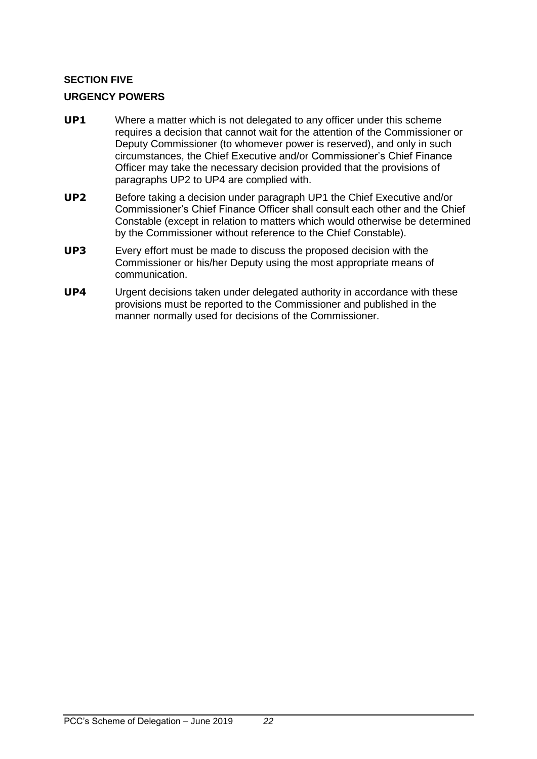## SECTION FIVE

### URGENCY POWERS

**UP1** Where a matter which is not delegated to any officer under this scheme requires a decision that cannot wait for the attention of the Commissioner or Deputy Commissioner (to whomever power is reserved), and only in such circumstances, the Chief Executive and/or Commissioner's Chief Finance Officer may take the necessary decision provided that the provisions of paragraphs UP2 to UP4 are complied with.

**UP2** Before taking a decision under paragraph UP1 the Chief Executive and/or Commissioner's Chief Finance Officer shall consult each other and the Chief Constable (except in relation to matters which would otherwise be determined by the Commissioner without reference to the Chief Constable).

**UP3** Every effort must be made to discuss the proposed decision with the Commissioner or his/her Deputy using the most appropriate means of communication.

**UP4** Urgent decisions taken under delegated authority in accordance with these provisions must be reported to the Commissioner and published in the manner normally used for decisions of the Commissioner.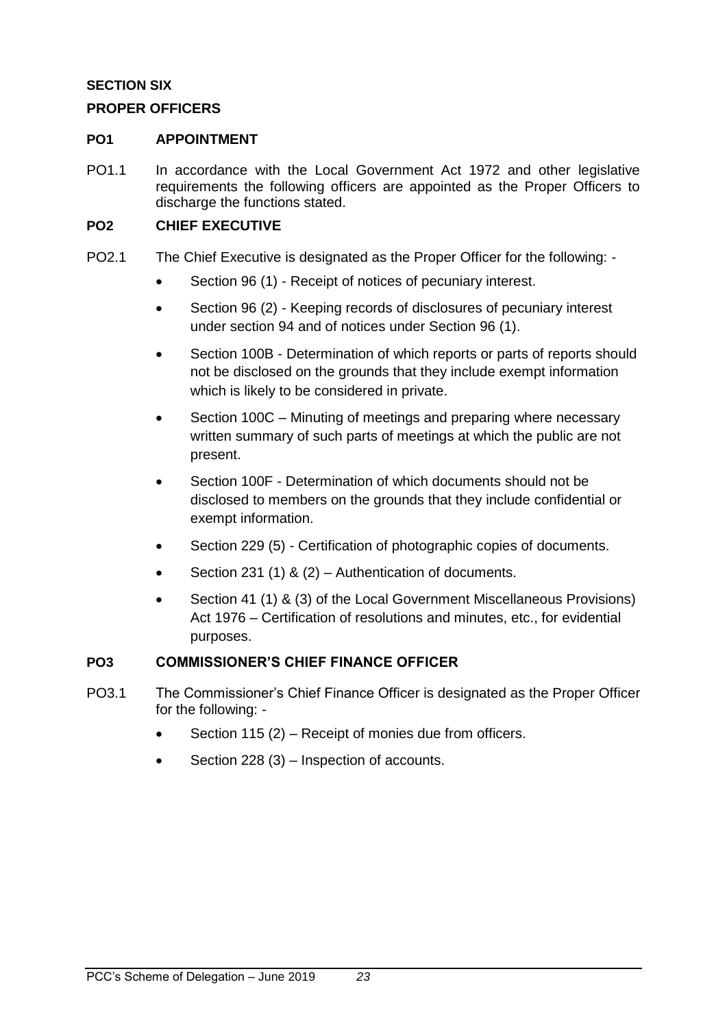## SECTION SIX

## PROPER OFFICERS

### PO1 APPOINTMENT

PO1.1 In accordance with the Local Government Act 1972 and other legislative requirements the following officers are appointed as the Proper Officers to discharge the functions stated.

### PO2 CHIEF EXECUTIVE

PO2.1 The Chief Executive is designated as the Proper Officer for the following: -

- Section 96 (1) - Receipt of notices of pecuniary interest.
- Section 96 (2) - Keeping records of disclosures of pecuniary interest under section 94 and of notices under Section 96 (1).
- Section 100B - Determination of which reports or parts of reports should not be disclosed on the grounds that they include exempt information which is likely to be considered in private.
- Section 100C – Minuting of meetings and preparing where necessary written summary of such parts of meetings at which the public are not present.
- Section 100F - Determination of which documents should not be disclosed to members on the grounds that they include confidential or exempt information.
- Section 229 (5) - Certification of photographic copies of documents.
- Section 231 (1) & (2) – Authentication of documents.
- Section 41 (1) & (3) of the Local Government Miscellaneous Provisions) Act 1976 – Certification of resolutions and minutes, etc., for evidential purposes.

### PO3 COMMISSIONER'S CHIEF FINANCE OFFICER

PO3.1 The Commissioner's Chief Finance Officer is designated as the Proper Officer for the following: -

- Section 115 (2) – Receipt of monies due from officers.
- Section 228 (3) – Inspection of accounts.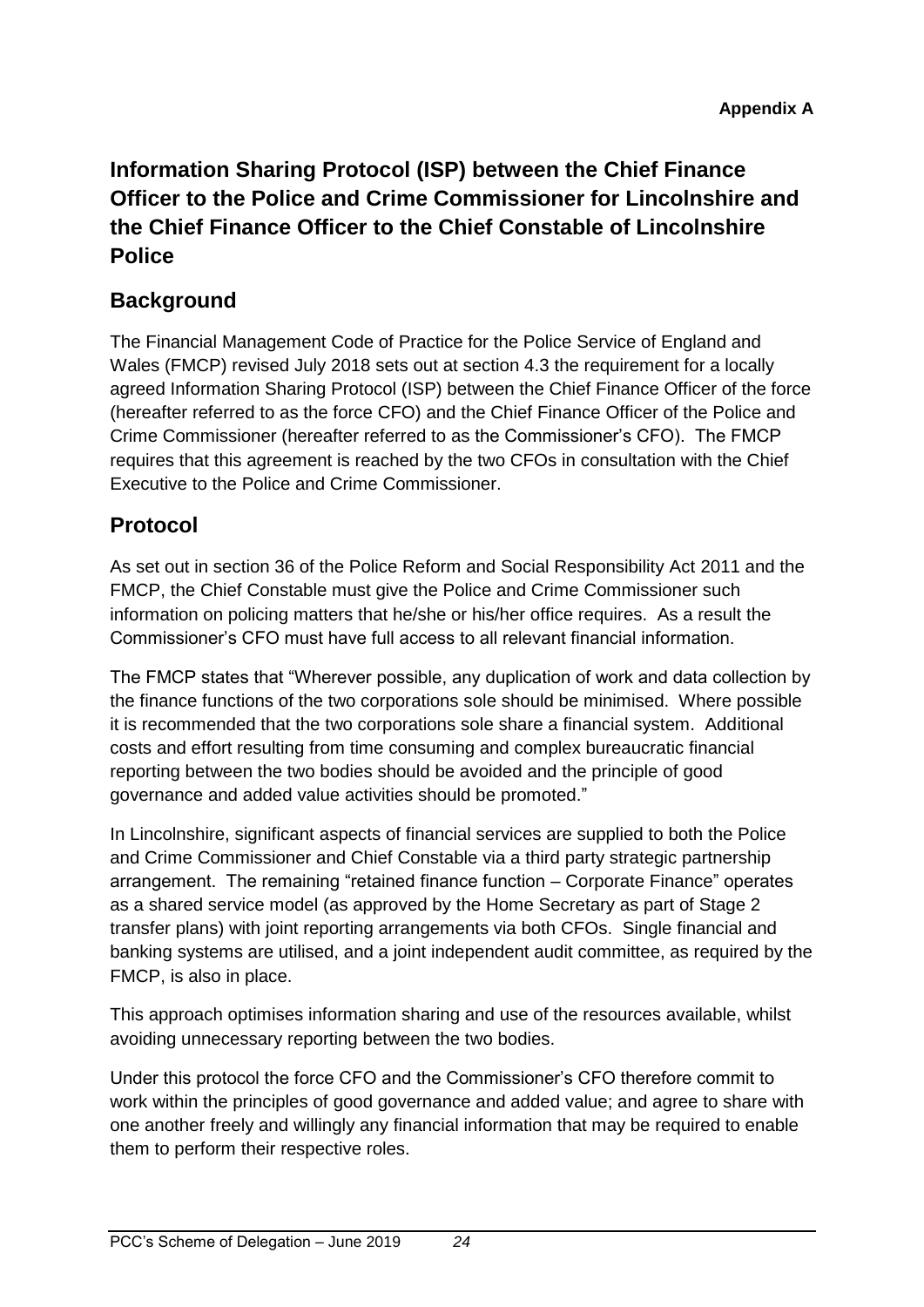**Appendix A**

# Information Sharing Protocol (ISP) between the Chief Finance Officer to the Police and Crime Commissioner for Lincolnshire and the Chief Finance Officer to the Chief Constable of Lincolnshire Police

## Background

The Financial Management Code of Practice for the Police Service of England and Wales (FMCP) revised July 2018 sets out at section 4.3 the requirement for a locally agreed Information Sharing Protocol (ISP) between the Chief Finance Officer of the force (hereafter referred to as the force CFO) and the Chief Finance Officer of the Police and Crime Commissioner (hereafter referred to as the Commissioner's CFO). The FMCP requires that this agreement is reached by the two CFOs in consultation with the Chief Executive to the Police and Crime Commissioner.

## Protocol

As set out in section 36 of the Police Reform and Social Responsibility Act 2011 and the FMCP, the Chief Constable must give the Police and Crime Commissioner such information on policing matters that he/she or his/her office requires. As a result the Commissioner's CFO must have full access to all relevant financial information.

The FMCP states that "Wherever possible, any duplication of work and data collection by the finance functions of the two corporations sole should be minimised. Where possible it is recommended that the two corporations sole share a financial system. Additional costs and effort resulting from time consuming and complex bureaucratic financial reporting between the two bodies should be avoided and the principle of good governance and added value activities should be promoted."

In Lincolnshire, significant aspects of financial services are supplied to both the Police and Crime Commissioner and Chief Constable via a third party strategic partnership arrangement. The remaining "retained finance function – Corporate Finance" operates as a shared service model (as approved by the Home Secretary as part of Stage 2 transfer plans) with joint reporting arrangements via both CFOs. Single financial and banking systems are utilised, and a joint independent audit committee, as required by the FMCP, is also in place.

This approach optimises information sharing and use of the resources available, whilst avoiding unnecessary reporting between the two bodies.

Under this protocol the force CFO and the Commissioner's CFO therefore commit to work within the principles of good governance and added value; and agree to share with one another freely and willingly any financial information that may be required to enable them to perform their respective roles.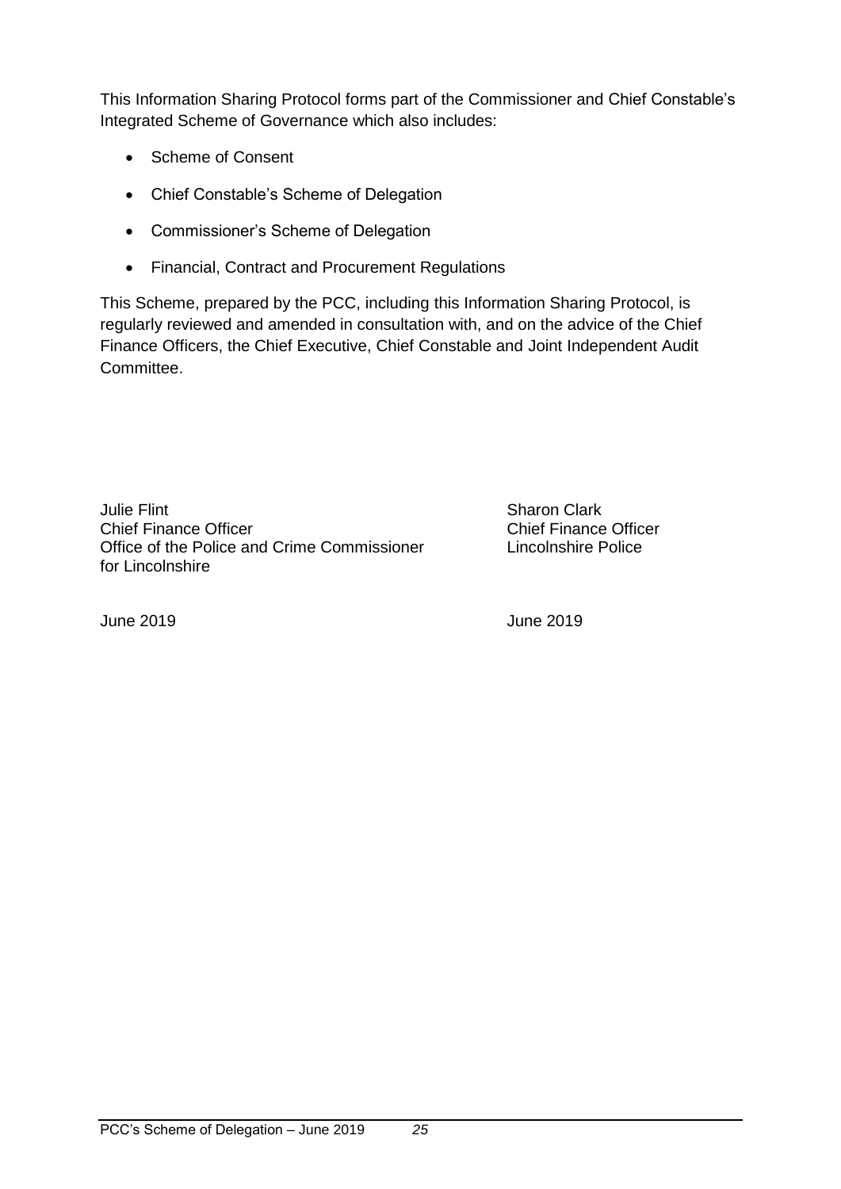This Information Sharing Protocol forms part of the Commissioner and Chief Constable's Integrated Scheme of Governance which also includes:

- Scheme of Consent
- Chief Constable's Scheme of Delegation
- Commissioner's Scheme of Delegation
- Financial, Contract and Procurement Regulations

This Scheme, prepared by the PCC, including this Information Sharing Protocol, is regularly reviewed and amended in consultation with, and on the advice of the Chief Finance Officers, the Chief Executive, Chief Constable and Joint Independent Audit Committee.

Julie Flint
Chief Finance Officer
Office of the Police and Crime Commissioner for Lincolnshire

June 2019

Sharon Clark
Chief Finance Officer
Lincolnshire Police

June 2019